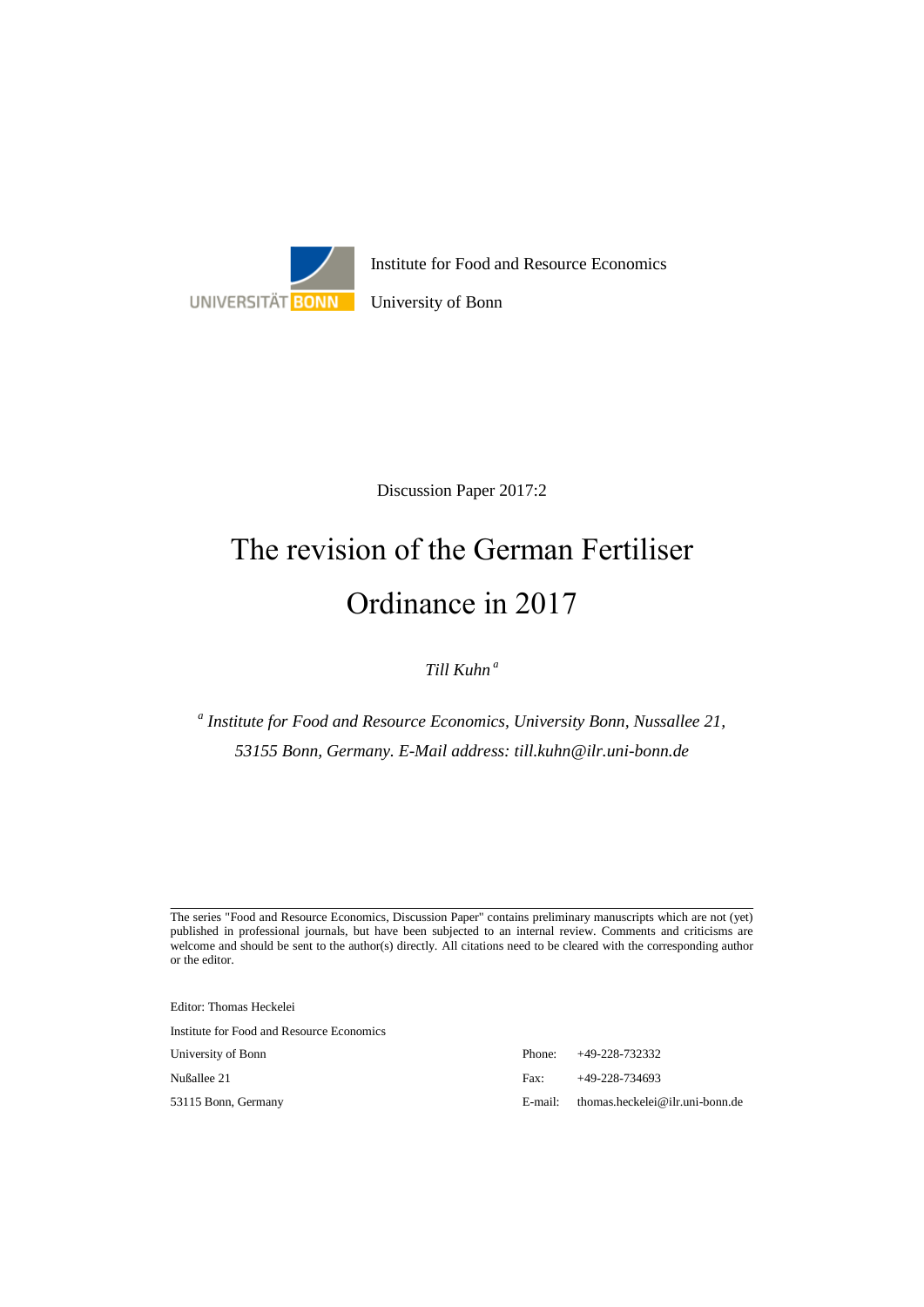Institute for Food and Resource Economics

University of Bonn

Discussion Paper 2017:2

# The revision of the German Fertiliser Ordinance in 2017

*Till Kuhn* [a]

[a] *Institute for Food and Resource Economics, University Bonn, Nussallee 21, 53155 Bonn, Germany. E-Mail address: till.kuhn@ilr.uni-bonn.de*

---

The series "Food and Resource Economics, Discussion Paper" contains preliminary manuscripts which are not (yet) published in professional journals, but have been subjected to an internal review. Comments and criticisms are welcome and should be sent to the author(s) directly. All citations need to be cleared with the corresponding author or the editor.

Editor: Thomas Heckelei

Institute for Food and Resource Economics

University of Bonn

Nußallee 21

53115 Bonn, Germany

Phone: +49-228-732332

Fax: +49-228-734693

E-mail: thomas.heckelei@ilr.uni-bonn.de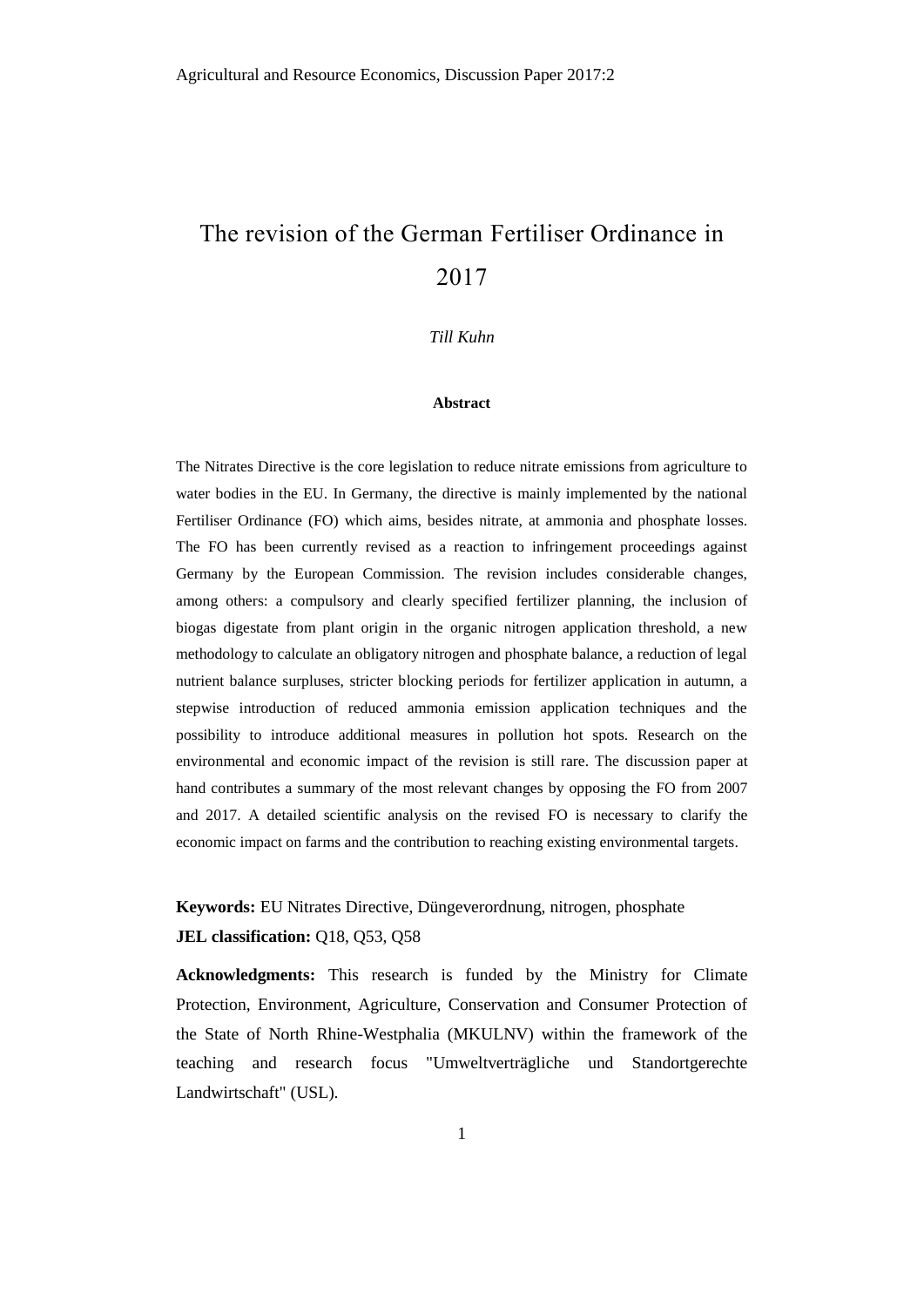# The revision of the German Fertiliser Ordinance in 2017

*Till Kuhn*

**Abstract**

The Nitrates Directive is the core legislation to reduce nitrate emissions from agriculture to water bodies in the EU. In Germany, the directive is mainly implemented by the national Fertiliser Ordinance (FO) which aims, besides nitrate, at ammonia and phosphate losses. The FO has been currently revised as a reaction to infringement proceedings against Germany by the European Commission. The revision includes considerable changes, among others: a compulsory and clearly specified fertilizer planning, the inclusion of biogas digestate from plant origin in the organic nitrogen application threshold, a new methodology to calculate an obligatory nitrogen and phosphate balance, a reduction of legal nutrient balance surpluses, stricter blocking periods for fertilizer application in autumn, a stepwise introduction of reduced ammonia emission application techniques and the possibility to introduce additional measures in pollution hot spots. Research on the environmental and economic impact of the revision is still rare. The discussion paper at hand contributes a summary of the most relevant changes by opposing the FO from 2007 and 2017. A detailed scientific analysis on the revised FO is necessary to clarify the economic impact on farms and the contribution to reaching existing environmental targets.

**Keywords:** EU Nitrates Directive, Düngeverordnung, nitrogen, phosphate

**JEL classification:** Q18, Q53, Q58

**Acknowledgments:** This research is funded by the Ministry for Climate Protection, Environment, Agriculture, Conservation and Consumer Protection of the State of North Rhine-Westphalia (MKULNV) within the framework of the teaching and research focus "Umweltverträgliche und Standortgerechte Landwirtschaft" (USL).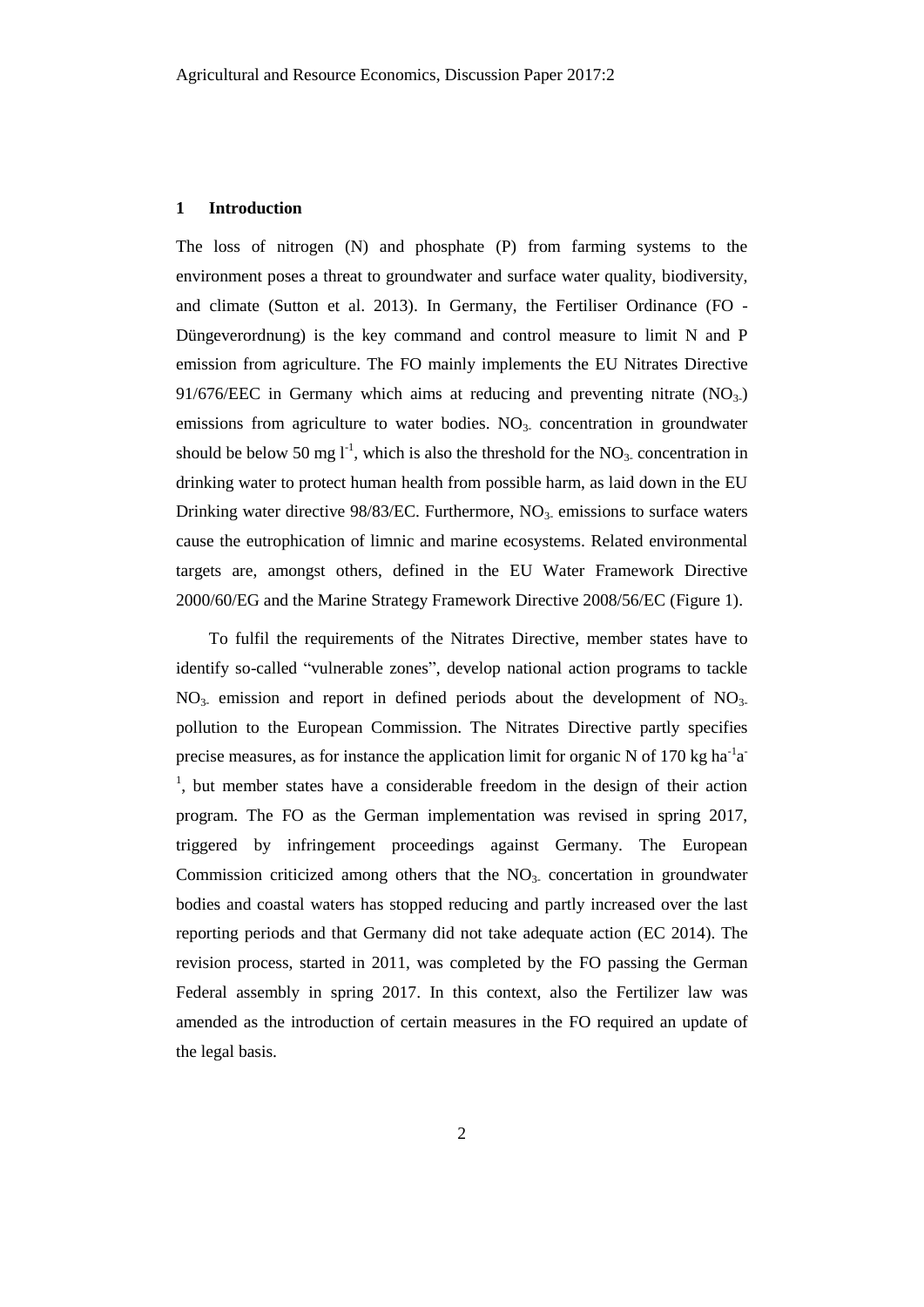## 1 Introduction

The loss of nitrogen (N) and phosphate (P) from farming systems to the environment poses a threat to groundwater and surface water quality, biodiversity, and climate (Sutton et al. 2013). In Germany, the Fertiliser Ordinance (FO - Düngeverordnung) is the key command and control measure to limit N and P emission from agriculture. The FO mainly implements the EU Nitrates Directive 91/676/EEC in Germany which aims at reducing and preventing nitrate ($NO_{3-}$) emissions from agriculture to water bodies. $NO_{3-}$ concentration in groundwater should be below 50 mg $l^{-1}$, which is also the threshold for the $NO_{3-}$ concentration in drinking water to protect human health from possible harm, as laid down in the EU Drinking water directive 98/83/EC. Furthermore, $NO_{3-}$ emissions to surface waters cause the eutrophication of limnic and marine ecosystems. Related environmental targets are, amongst others, defined in the EU Water Framework Directive 2000/60/EG and the Marine Strategy Framework Directive 2008/56/EC (Figure 1).

To fulfil the requirements of the Nitrates Directive, member states have to identify so-called "vulnerable zones", develop national action programs to tackle $NO_{3-}$ emission and report in defined periods about the development of $NO_{3-}$ pollution to the European Commission. The Nitrates Directive partly specifies precise measures, as for instance the application limit for organic N of 170 kg $ha^{-1}a^{-1}$, but member states have a considerable freedom in the design of their action program. The FO as the German implementation was revised in spring 2017, triggered by infringement proceedings against Germany. The European Commission criticized among others that the $NO_{3-}$ concertation in groundwater bodies and coastal waters has stopped reducing and partly increased over the last reporting periods and that Germany did not take adequate action (EC 2014). The revision process, started in 2011, was completed by the FO passing the German Federal assembly in spring 2017. In this context, also the Fertilizer law was amended as the introduction of certain measures in the FO required an update of the legal basis.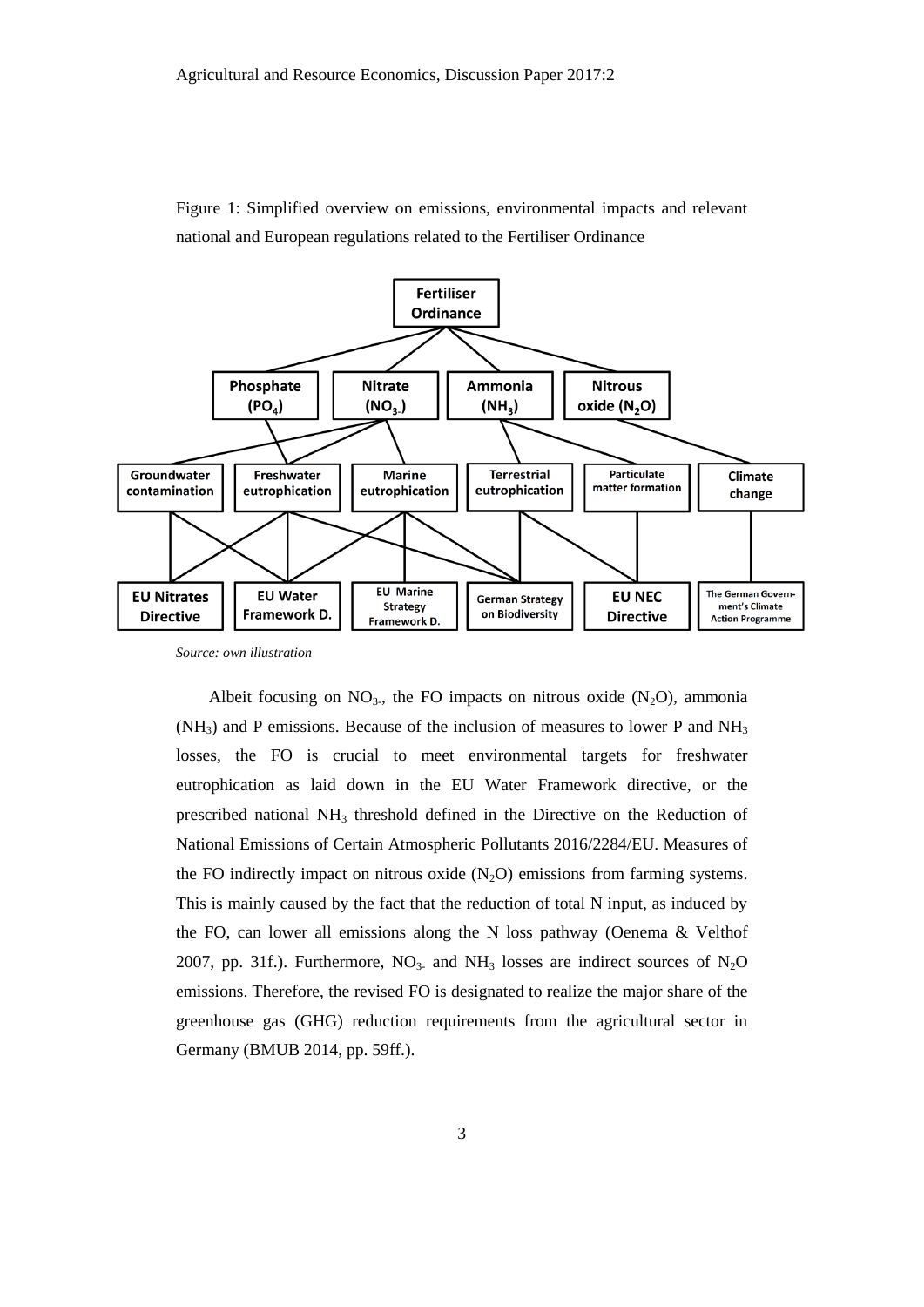Figure 1: Simplified overview on emissions, environmental impacts and relevant national and European regulations related to the Fertiliser Ordinance

*Source: own illustration*

Albeit focusing on $NO_{3-}$, the FO impacts on nitrous oxide ($N_2O$), ammonia ($NH_3$) and P emissions. Because of the inclusion of measures to lower P and $NH_3$ losses, the FO is crucial to meet environmental targets for freshwater eutrophication as laid down in the EU Water Framework directive, or the prescribed national $NH_3$ threshold defined in the Directive on the Reduction of National Emissions of Certain Atmospheric Pollutants 2016/2284/EU. Measures of the FO indirectly impact on nitrous oxide ($N_2O$) emissions from farming systems. This is mainly caused by the fact that the reduction of total N input, as induced by the FO, can lower all emissions along the N loss pathway (Oenema & Velthof 2007, pp. 31f.). Furthermore, $NO_{3-}$ and $NH_3$ losses are indirect sources of $N_2O$ emissions. Therefore, the revised FO is designated to realize the major share of the greenhouse gas (GHG) reduction requirements from the agricultural sector in Germany (BMUB 2014, pp. 59ff.).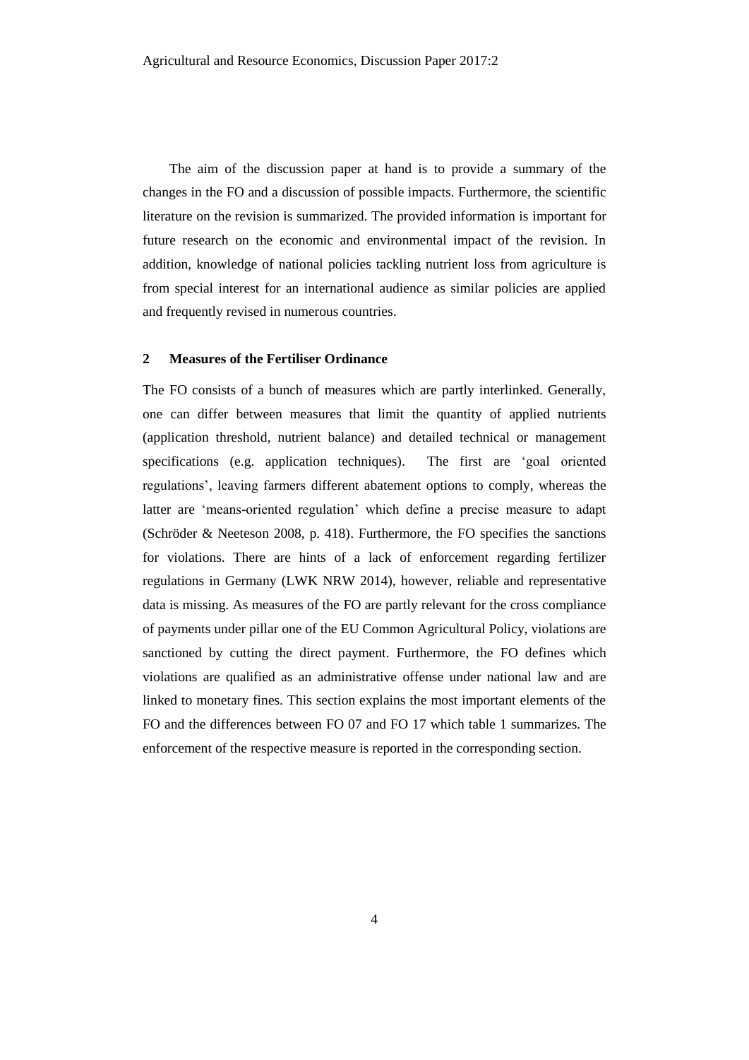The aim of the discussion paper at hand is to provide a summary of the changes in the FO and a discussion of possible impacts. Furthermore, the scientific literature on the revision is summarized. The provided information is important for future research on the economic and environmental impact of the revision. In addition, knowledge of national policies tackling nutrient loss from agriculture is from special interest for an international audience as similar policies are applied and frequently revised in numerous countries.

## 2 Measures of the Fertiliser Ordinance

The FO consists of a bunch of measures which are partly interlinked. Generally, one can differ between measures that limit the quantity of applied nutrients (application threshold, nutrient balance) and detailed technical or management specifications (e.g. application techniques). The first are 'goal oriented regulations', leaving farmers different abatement options to comply, whereas the latter are 'means-oriented regulation' which define a precise measure to adapt (Schröder & Neeteson 2008, p. 418). Furthermore, the FO specifies the sanctions for violations. There are hints of a lack of enforcement regarding fertilizer regulations in Germany (LWK NRW 2014), however, reliable and representative data is missing. As measures of the FO are partly relevant for the cross compliance of payments under pillar one of the EU Common Agricultural Policy, violations are sanctioned by cutting the direct payment. Furthermore, the FO defines which violations are qualified as an administrative offense under national law and are linked to monetary fines. This section explains the most important elements of the FO and the differences between FO 07 and FO 17 which table 1 summarizes. The enforcement of the respective measure is reported in the corresponding section.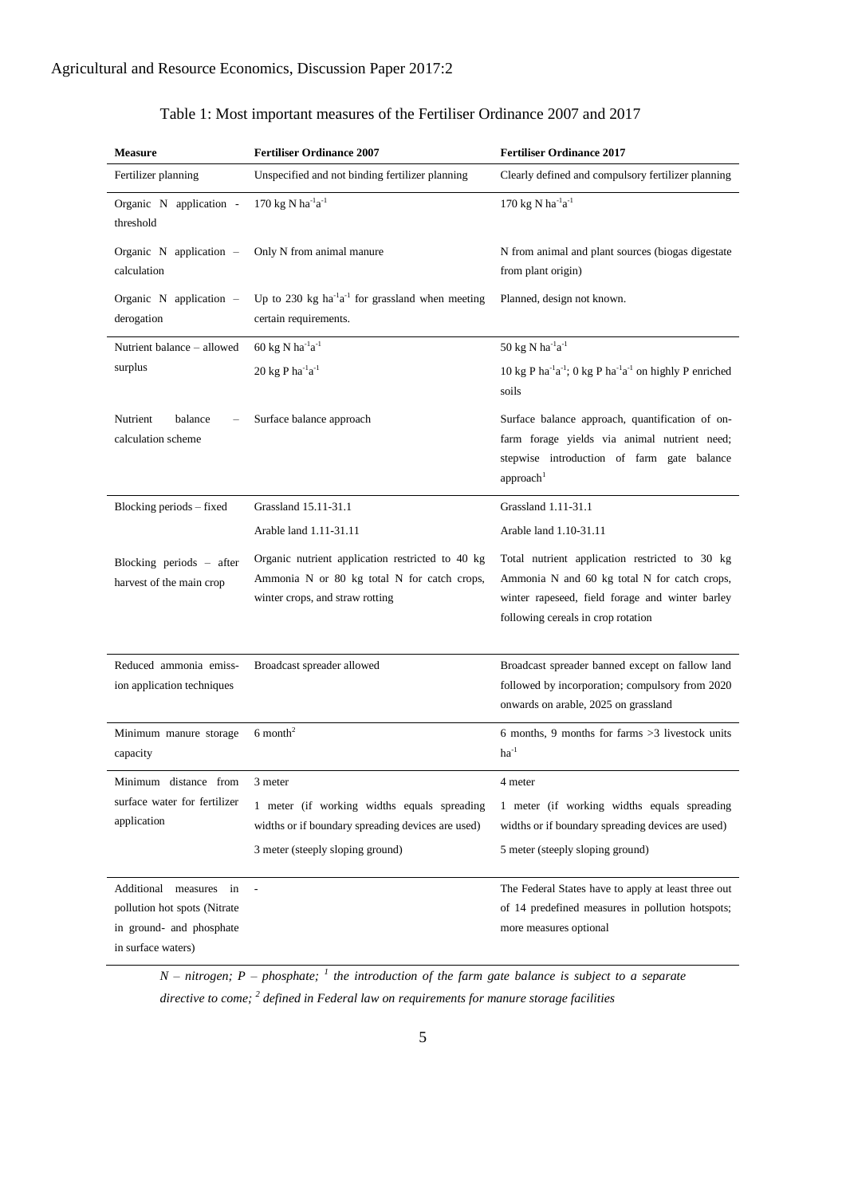Table 1: Most important measures of the Fertiliser Ordinance 2007 and 2017

| Measure | Fertiliser Ordinance 2007 | Fertiliser Ordinance 2017 |
|---|---|---|
| Fertilizer planning | Unspecified and not binding fertilizer planning | Clearly defined and compulsory fertilizer planning |
| Organic N application - threshold | 170 kg N $ha^{-1}a^{-1}$ | 170 kg N $ha^{-1}a^{-1}$ |
| Organic N application – calculation | Only N from animal manure | N from animal and plant sources (biogas digestate from plant origin) |
| Organic N application – derogation | Up to 230 kg $ha^{-1}a^{-1}$ for grassland when meeting certain requirements. | Planned, design not known. |
| Nutrient balance – allowed surplus | 60 kg N $ha^{-1}a^{-1}$<br>20 kg P $ha^{-1}a^{-1}$ | 50 kg N $ha^{-1}a^{-1}$<br>10 kg P $ha^{-1}a^{-1}$; 0 kg P $ha^{-1}a^{-1}$ on highly P enriched soils |
| Nutrient balance – calculation scheme | Surface balance approach | Surface balance approach, quantification of on-farm forage yields via animal nutrient need; stepwise introduction of farm gate balance approach[1] |
| Blocking periods – fixed | Grassland 15.11-31.1<br>Arable land 1.11-31.11 | Grassland 1.11-31.1<br>Arable land 1.10-31.11 |
| Blocking periods – after harvest of the main crop | Organic nutrient application restricted to 40 kg Ammonia N or 80 kg total N for catch crops, winter crops, and straw rotting | Total nutrient application restricted to 30 kg Ammonia N and 60 kg total N for catch crops, winter rapeseed, field forage and winter barley following cereals in crop rotation |
| Reduced ammonia emission application techniques | Broadcast spreader allowed | Broadcast spreader banned except on fallow land followed by incorporation; compulsory from 2020 onwards on arable, 2025 on grassland |
| Minimum manure storage capacity | 6 month[2] | 6 months, 9 months for farms >3 livestock units $ha^{-1}$ |
| Minimum distance from surface water for fertilizer application | 3 meter<br>1 meter (if working widths equals spreading widths or if boundary spreading devices are used)<br>3 meter (steeply sloping ground) | 4 meter<br>1 meter (if working widths equals spreading widths or if boundary spreading devices are used)<br>5 meter (steeply sloping ground) |
| Additional measures in pollution hot spots (Nitrate in ground- and phosphate in surface waters) | - | The Federal States have to apply at least three out of 14 predefined measures in pollution hotspots; more measures optional |

*N – nitrogen; P – phosphate; [1] the introduction of the farm gate balance is subject to a separate directive to come; [2] defined in Federal law on requirements for manure storage facilities*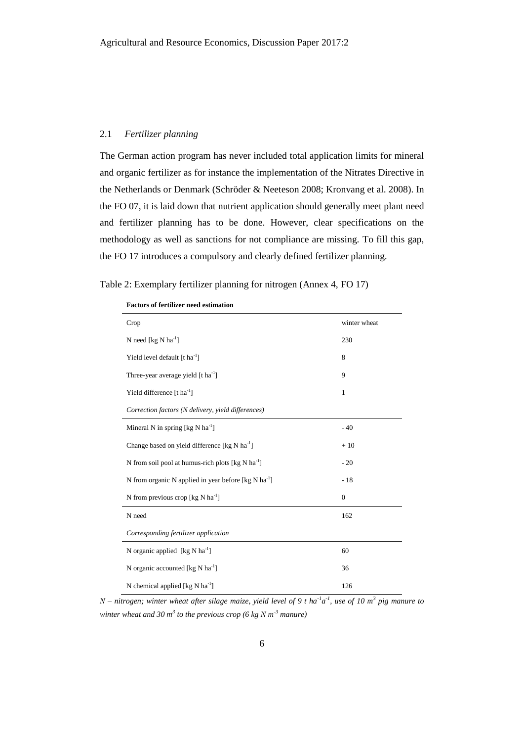## 2.1 *Fertilizer planning*

The German action program has never included total application limits for mineral and organic fertilizer as for instance the implementation of the Nitrates Directive in the Netherlands or Denmark (Schröder & Neeteson 2008; Kronvang et al. 2008). In the FO 07, it is laid down that nutrient application should generally meet plant need and fertilizer planning has to be done. However, clear specifications on the methodology as well as sanctions for not compliance are missing. To fill this gap, the FO 17 introduces a compulsory and clearly defined fertilizer planning.

Table 2: Exemplary fertilizer planning for nitrogen (Annex 4, FO 17)

| **Factors of fertilizer need estimation** | |
|---|---|
| Crop | winter wheat |
| N need [kg N $ha^{-1}$] | 230 |
| Yield level default [t $ha^{-1}$] | 8 |
| Three-year average yield [t $ha^{-1}$] | 9 |
| Yield difference [t $ha^{-1}$] | 1 |
| *Correction factors (N delivery, yield differences)* | |
| Mineral N in spring [kg N $ha^{-1}$] | - 40 |
| Change based on yield difference [kg N $ha^{-1}$] | + 10 |
| N from soil pool at humus-rich plots [kg N $ha^{-1}$] | - 20 |
| N from organic N applied in year before [kg N $ha^{-1}$] | - 18 |
| N from previous crop [kg N $ha^{-1}$] | 0 |
| N need | 162 |
| *Corresponding fertilizer application* | |
| N organic applied [kg N $ha^{-1}$] | 60 |
| N organic accounted [kg N $ha^{-1}$] | 36 |
| N chemical applied [kg N $ha^{-1}$] | 126 |

*N – nitrogen; winter wheat after silage maize, yield level of 9 t $ha^{-1}a^{-1}$, use of 10 $m^3$ pig manure to winter wheat and 30 $m^3$ to the previous crop (6 kg N $m^{-3}$ manure)*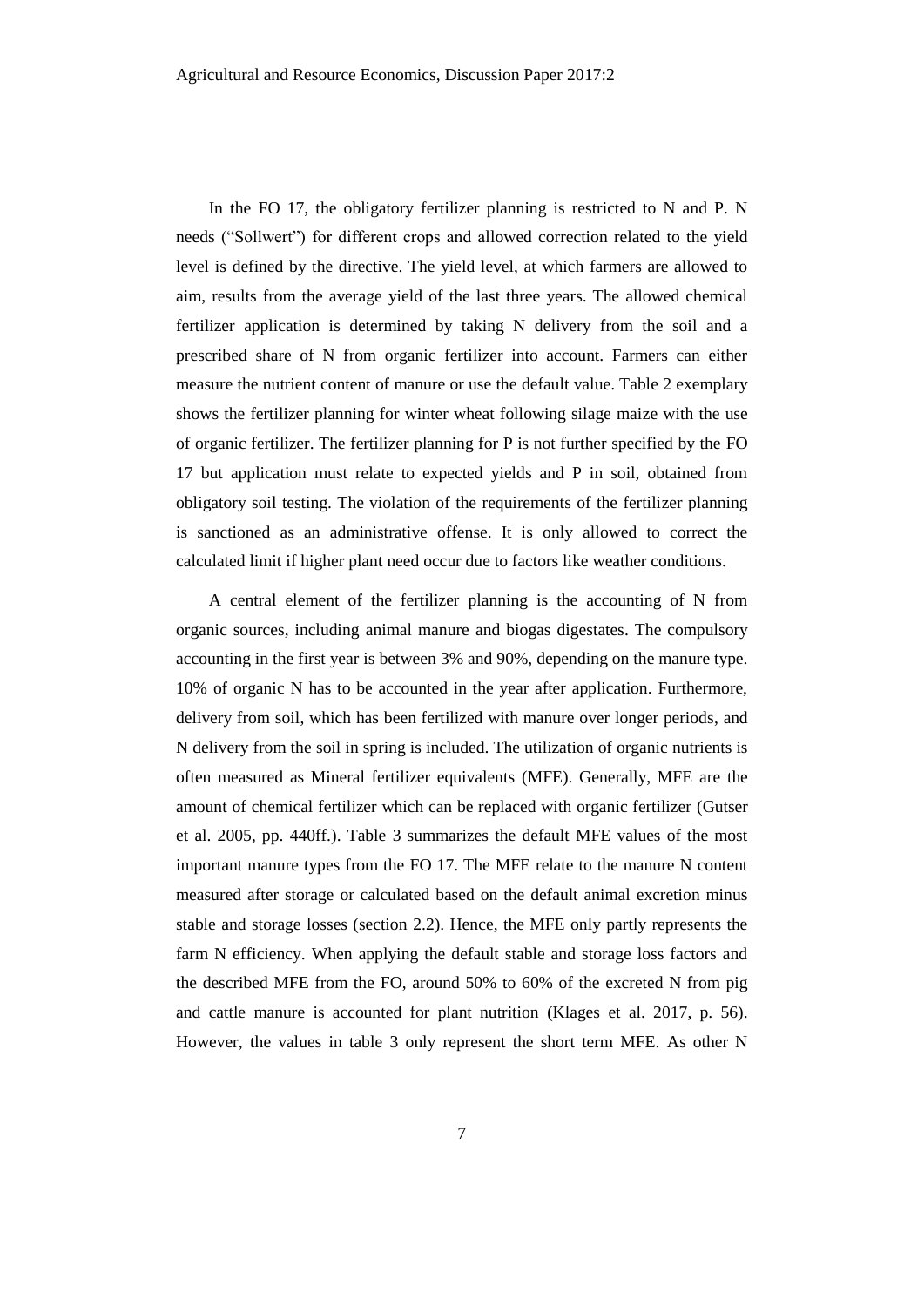In the FO 17, the obligatory fertilizer planning is restricted to N and P. N needs ("Sollwert") for different crops and allowed correction related to the yield level is defined by the directive. The yield level, at which farmers are allowed to aim, results from the average yield of the last three years. The allowed chemical fertilizer application is determined by taking N delivery from the soil and a prescribed share of N from organic fertilizer into account. Farmers can either measure the nutrient content of manure or use the default value. Table 2 exemplary shows the fertilizer planning for winter wheat following silage maize with the use of organic fertilizer. The fertilizer planning for P is not further specified by the FO 17 but application must relate to expected yields and P in soil, obtained from obligatory soil testing. The violation of the requirements of the fertilizer planning is sanctioned as an administrative offense. It is only allowed to correct the calculated limit if higher plant need occur due to factors like weather conditions.

A central element of the fertilizer planning is the accounting of N from organic sources, including animal manure and biogas digestates. The compulsory accounting in the first year is between 3% and 90%, depending on the manure type. 10% of organic N has to be accounted in the year after application. Furthermore, delivery from soil, which has been fertilized with manure over longer periods, and N delivery from the soil in spring is included. The utilization of organic nutrients is often measured as Mineral fertilizer equivalents (MFE). Generally, MFE are the amount of chemical fertilizer which can be replaced with organic fertilizer (Gutser et al. 2005, pp. 440ff.). Table 3 summarizes the default MFE values of the most important manure types from the FO 17. The MFE relate to the manure N content measured after storage or calculated based on the default animal excretion minus stable and storage losses (section 2.2). Hence, the MFE only partly represents the farm N efficiency. When applying the default stable and storage loss factors and the described MFE from the FO, around 50% to 60% of the excreted N from pig and cattle manure is accounted for plant nutrition (Klages et al. 2017, p. 56). However, the values in table 3 only represent the short term MFE. As other N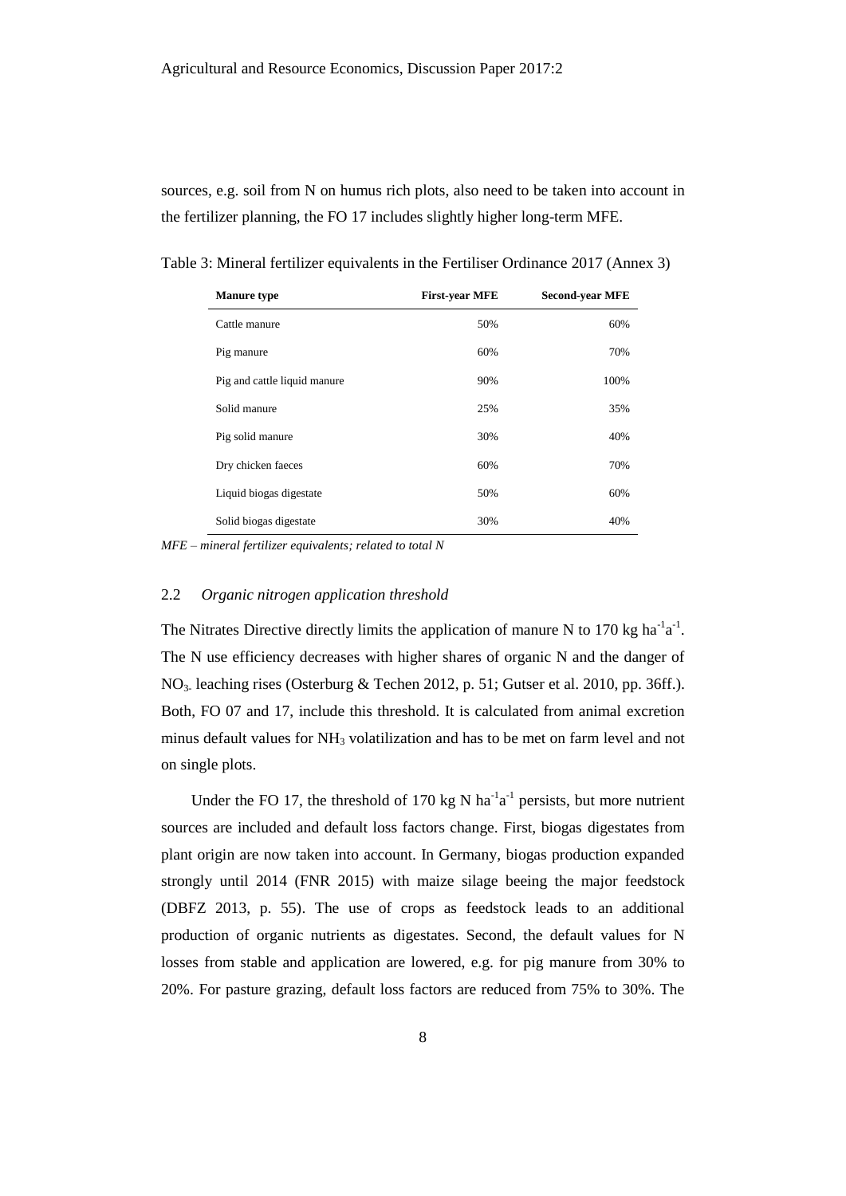sources, e.g. soil from N on humus rich plots, also need to be taken into account in the fertilizer planning, the FO 17 includes slightly higher long-term MFE.

Table 3: Mineral fertilizer equivalents in the Fertiliser Ordinance 2017 (Annex 3)

| **Manure type** | **First-year MFE** | **Second-year MFE** |
|---|---|---|
| Cattle manure | 50% | 60% |
| Pig manure | 60% | 70% |
| Pig and cattle liquid manure | 90% | 100% |
| Solid manure | 25% | 35% |
| Pig solid manure | 30% | 40% |
| Dry chicken faeces | 60% | 70% |
| Liquid biogas digestate | 50% | 60% |
| Solid biogas digestate | 30% | 40% |

*MFE – mineral fertilizer equivalents; related to total N*

## 2.2 *Organic nitrogen application threshold*

The Nitrates Directive directly limits the application of manure N to 170 kg $ha^{-1}a^{-1}$. The N use efficiency decreases with higher shares of organic N and the danger of $NO_{3-}$ leaching rises (Osterburg & Techen 2012, p. 51; Gutser et al. 2010, pp. 36ff.). Both, FO 07 and 17, include this threshold. It is calculated from animal excretion minus default values for $NH_3$ volatilization and has to be met on farm level and not on single plots.

Under the FO 17, the threshold of 170 kg N $ha^{-1}a^{-1}$ persists, but more nutrient sources are included and default loss factors change. First, biogas digestates from plant origin are now taken into account. In Germany, biogas production expanded strongly until 2014 (FNR 2015) with maize silage beeing the major feedstock (DBFZ 2013, p. 55). The use of crops as feedstock leads to an additional production of organic nutrients as digestates. Second, the default values for N losses from stable and application are lowered, e.g. for pig manure from 30% to 20%. For pasture grazing, default loss factors are reduced from 75% to 30%. The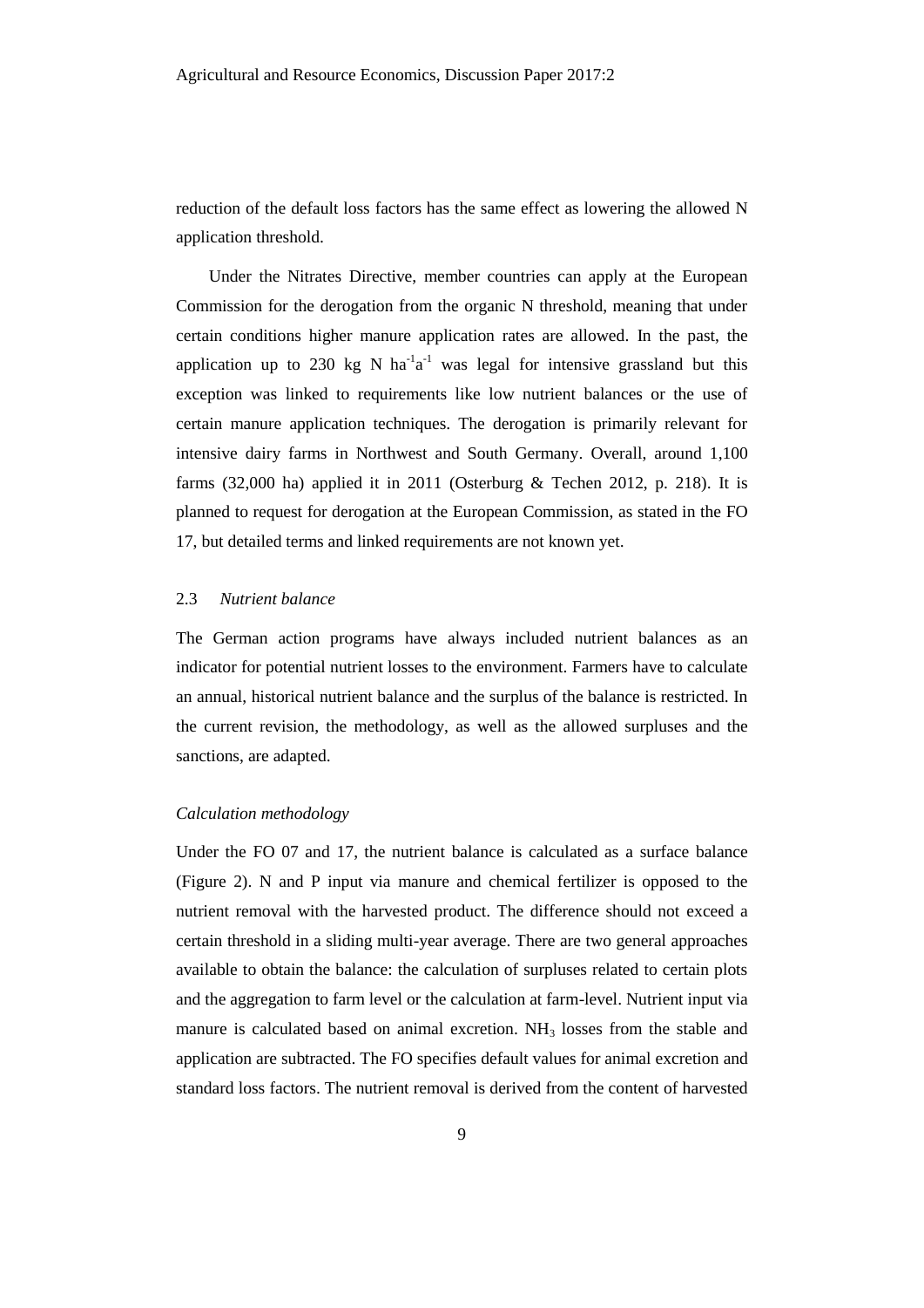reduction of the default loss factors has the same effect as lowering the allowed N application threshold.

Under the Nitrates Directive, member countries can apply at the European Commission for the derogation from the organic N threshold, meaning that under certain conditions higher manure application rates are allowed. In the past, the application up to 230 kg N $ha^{-1}a^{-1}$ was legal for intensive grassland but this exception was linked to requirements like low nutrient balances or the use of certain manure application techniques. The derogation is primarily relevant for intensive dairy farms in Northwest and South Germany. Overall, around 1,100 farms (32,000 ha) applied it in 2011 (Osterburg & Techen 2012, p. 218). It is planned to request for derogation at the European Commission, as stated in the FO 17, but detailed terms and linked requirements are not known yet.

### 2.3 *Nutrient balance*

The German action programs have always included nutrient balances as an indicator for potential nutrient losses to the environment. Farmers have to calculate an annual, historical nutrient balance and the surplus of the balance is restricted. In the current revision, the methodology, as well as the allowed surpluses and the sanctions, are adapted.

#### *Calculation methodology*

Under the FO 07 and 17, the nutrient balance is calculated as a surface balance (Figure 2). N and P input via manure and chemical fertilizer is opposed to the nutrient removal with the harvested product. The difference should not exceed a certain threshold in a sliding multi-year average. There are two general approaches available to obtain the balance: the calculation of surpluses related to certain plots and the aggregation to farm level or the calculation at farm-level. Nutrient input via manure is calculated based on animal excretion. $NH_3$ losses from the stable and application are subtracted. The FO specifies default values for animal excretion and standard loss factors. The nutrient removal is derived from the content of harvested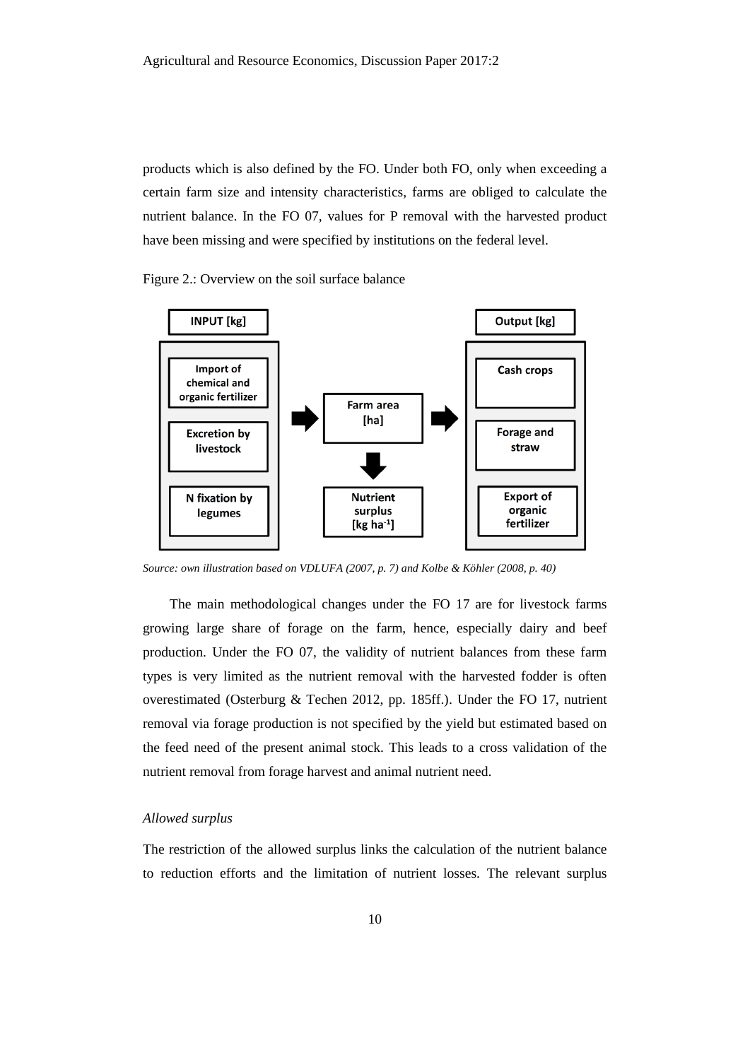products which is also defined by the FO. Under both FO, only when exceeding a certain farm size and intensity characteristics, farms are obliged to calculate the nutrient balance. In the FO 07, values for P removal with the harvested product have been missing and were specified by institutions on the federal level.

Figure 2.: Overview on the soil surface balance

**INPUT [kg]**
- Import of chemical and organic fertilizer
- Excretion by livestock
- N fixation by legumes

**Farm area [ha]**

**Nutrient surplus [kg ha$^{-1}$]**

**Output [kg]**
- Cash crops
- Forage and straw
- Export of organic fertilizer

*Source: own illustration based on VDLUFA (2007, p. 7) and Kolbe & Köhler (2008, p. 40)*

The main methodological changes under the FO 17 are for livestock farms growing large share of forage on the farm, hence, especially dairy and beef production. Under the FO 07, the validity of nutrient balances from these farm types is very limited as the nutrient removal with the harvested fodder is often overestimated (Osterburg & Techen 2012, pp. 185ff.). Under the FO 17, nutrient removal via forage production is not specified by the yield but estimated based on the feed need of the present animal stock. This leads to a cross validation of the nutrient removal from forage harvest and animal nutrient need.

*Allowed surplus*

The restriction of the allowed surplus links the calculation of the nutrient balance to reduction efforts and the limitation of nutrient losses. The relevant surplus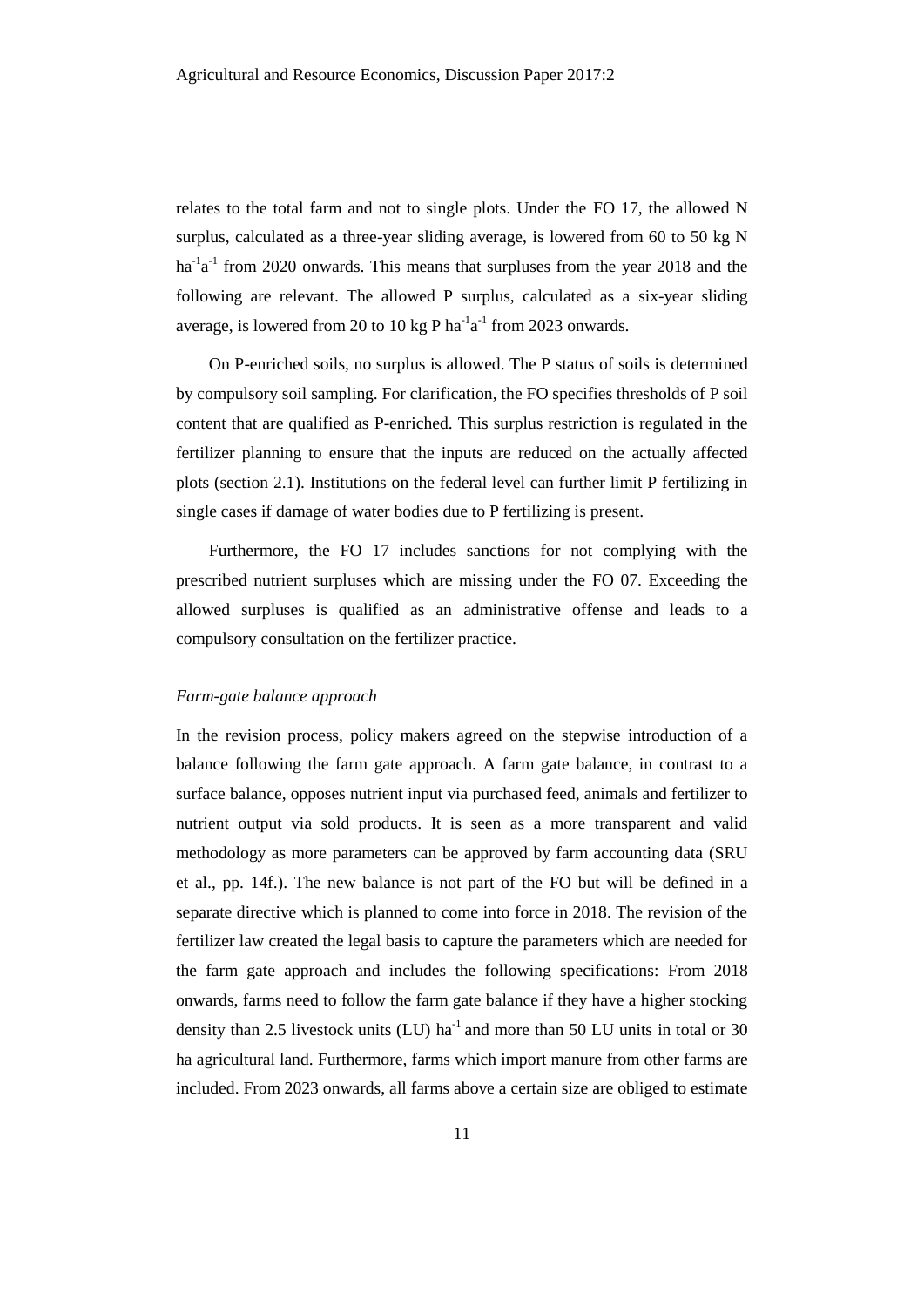relates to the total farm and not to single plots. Under the FO 17, the allowed N surplus, calculated as a three-year sliding average, is lowered from 60 to 50 kg N $ha^{-1}a^{-1}$ from 2020 onwards. This means that surpluses from the year 2018 and the following are relevant. The allowed P surplus, calculated as a six-year sliding average, is lowered from 20 to 10 kg P $ha^{-1}a^{-1}$ from 2023 onwards.

On P-enriched soils, no surplus is allowed. The P status of soils is determined by compulsory soil sampling. For clarification, the FO specifies thresholds of P soil content that are qualified as P-enriched. This surplus restriction is regulated in the fertilizer planning to ensure that the inputs are reduced on the actually affected plots (section 2.1). Institutions on the federal level can further limit P fertilizing in single cases if damage of water bodies due to P fertilizing is present.

Furthermore, the FO 17 includes sanctions for not complying with the prescribed nutrient surpluses which are missing under the FO 07. Exceeding the allowed surpluses is qualified as an administrative offense and leads to a compulsory consultation on the fertilizer practice.

*Farm-gate balance approach*

In the revision process, policy makers agreed on the stepwise introduction of a balance following the farm gate approach. A farm gate balance, in contrast to a surface balance, opposes nutrient input via purchased feed, animals and fertilizer to nutrient output via sold products. It is seen as a more transparent and valid methodology as more parameters can be approved by farm accounting data (SRU et al., pp. 14f.). The new balance is not part of the FO but will be defined in a separate directive which is planned to come into force in 2018. The revision of the fertilizer law created the legal basis to capture the parameters which are needed for the farm gate approach and includes the following specifications: From 2018 onwards, farms need to follow the farm gate balance if they have a higher stocking density than 2.5 livestock units (LU) $ha^{-1}$ and more than 50 LU units in total or 30 ha agricultural land. Furthermore, farms which import manure from other farms are included. From 2023 onwards, all farms above a certain size are obliged to estimate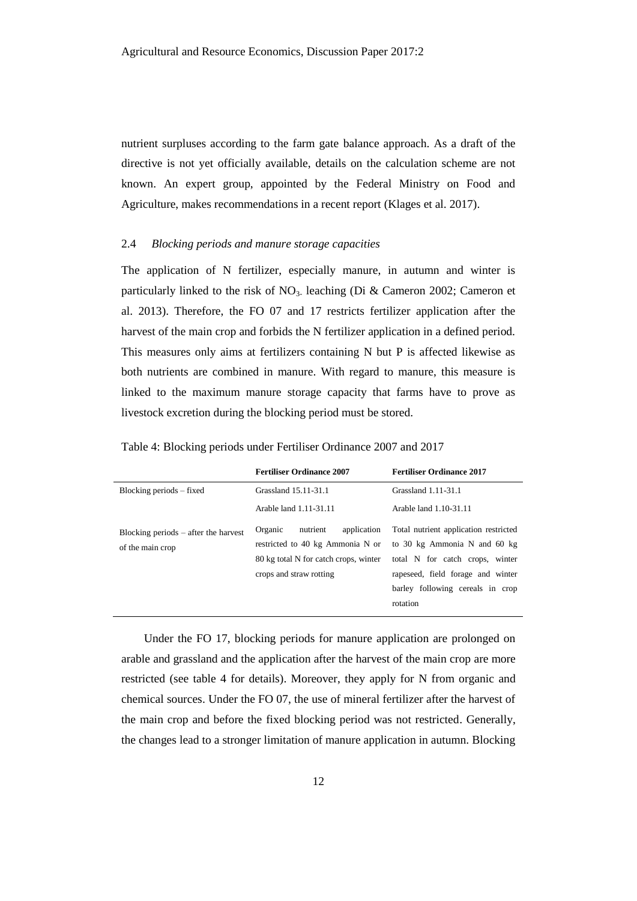nutrient surpluses according to the farm gate balance approach. As a draft of the directive is not yet officially available, details on the calculation scheme are not known. An expert group, appointed by the Federal Ministry on Food and Agriculture, makes recommendations in a recent report (Klages et al. 2017).

### 2.4 *Blocking periods and manure storage capacities*

The application of N fertilizer, especially manure, in autumn and winter is particularly linked to the risk of $NO_{3-}$ leaching (Di & Cameron 2002; Cameron et al. 2013). Therefore, the FO 07 and 17 restricts fertilizer application after the harvest of the main crop and forbids the N fertilizer application in a defined period. This measures only aims at fertilizers containing N but P is affected likewise as both nutrients are combined in manure. With regard to manure, this measure is linked to the maximum manure storage capacity that farms have to prove as livestock excretion during the blocking period must be stored.

Table 4: Blocking periods under Fertiliser Ordinance 2007 and 2017

| | **Fertiliser Ordinance 2007** | **Fertiliser Ordinance 2017** |
|---|---|---|
| Blocking periods – fixed | Grassland 15.11-31.1 | Grassland 1.11-31.1 |
| | Arable land 1.11-31.11 | Arable land 1.10-31.11 |
| Blocking periods – after the harvest of the main crop | Organic nutrient application restricted to 40 kg Ammonia N or 80 kg total N for catch crops, winter crops and straw rotting | Total nutrient application restricted to 30 kg Ammonia N and 60 kg total N for catch crops, winter rapeseed, field forage and winter barley following cereals in crop rotation |

Under the FO 17, blocking periods for manure application are prolonged on arable and grassland and the application after the harvest of the main crop are more restricted (see table 4 for details). Moreover, they apply for N from organic and chemical sources. Under the FO 07, the use of mineral fertilizer after the harvest of the main crop and before the fixed blocking period was not restricted. Generally, the changes lead to a stronger limitation of manure application in autumn. Blocking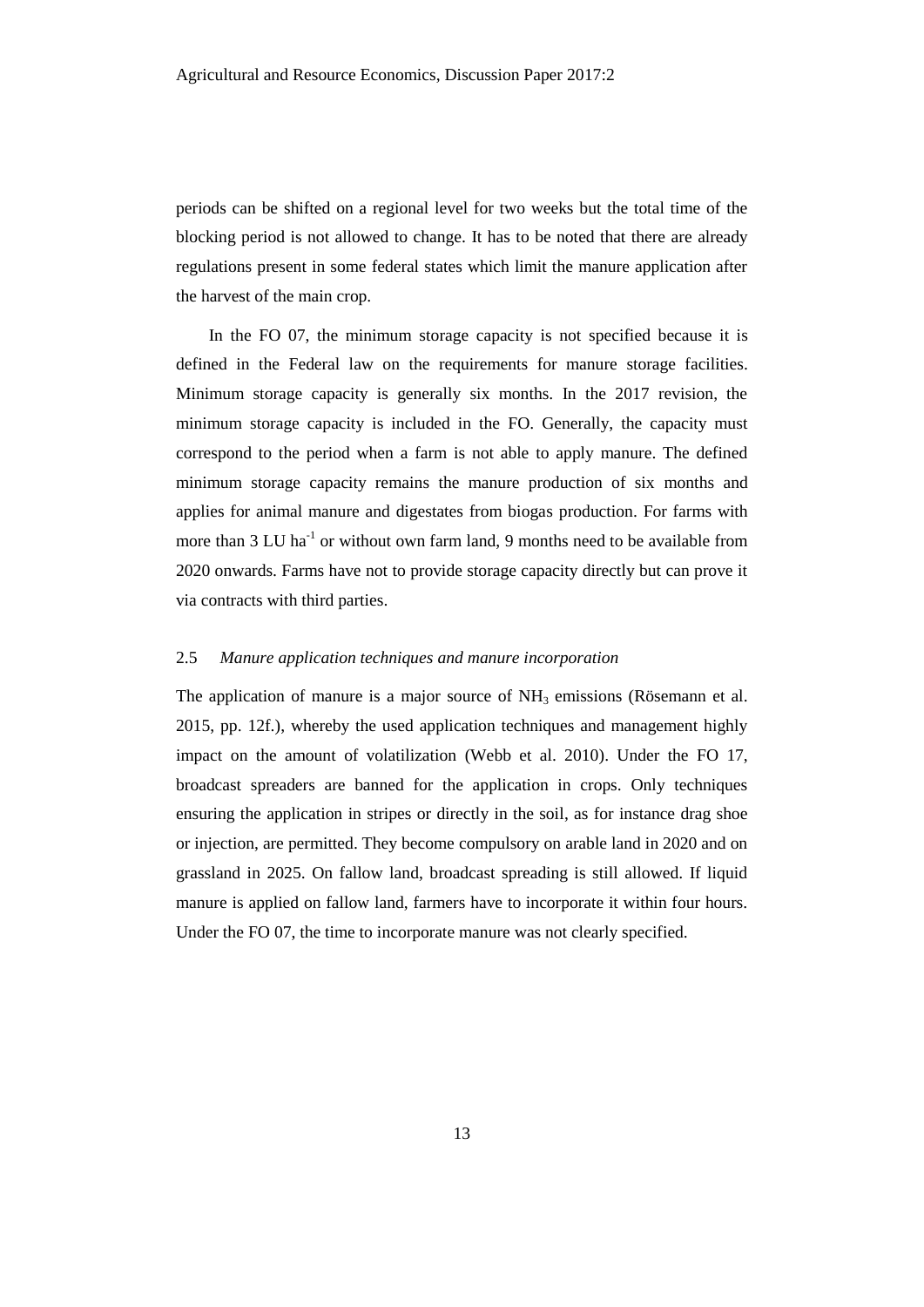periods can be shifted on a regional level for two weeks but the total time of the blocking period is not allowed to change. It has to be noted that there are already regulations present in some federal states which limit the manure application after the harvest of the main crop.

In the FO 07, the minimum storage capacity is not specified because it is defined in the Federal law on the requirements for manure storage facilities. Minimum storage capacity is generally six months. In the 2017 revision, the minimum storage capacity is included in the FO. Generally, the capacity must correspond to the period when a farm is not able to apply manure. The defined minimum storage capacity remains the manure production of six months and applies for animal manure and digestates from biogas production. For farms with more than 3 LU $ha^{-1}$ or without own farm land, 9 months need to be available from 2020 onwards. Farms have not to provide storage capacity directly but can prove it via contracts with third parties.

### 2.5 *Manure application techniques and manure incorporation*

The application of manure is a major source of $NH_3$ emissions (Rösemann et al. 2015, pp. 12f.), whereby the used application techniques and management highly impact on the amount of volatilization (Webb et al. 2010). Under the FO 17, broadcast spreaders are banned for the application in crops. Only techniques ensuring the application in stripes or directly in the soil, as for instance drag shoe or injection, are permitted. They become compulsory on arable land in 2020 and on grassland in 2025. On fallow land, broadcast spreading is still allowed. If liquid manure is applied on fallow land, farmers have to incorporate it within four hours. Under the FO 07, the time to incorporate manure was not clearly specified.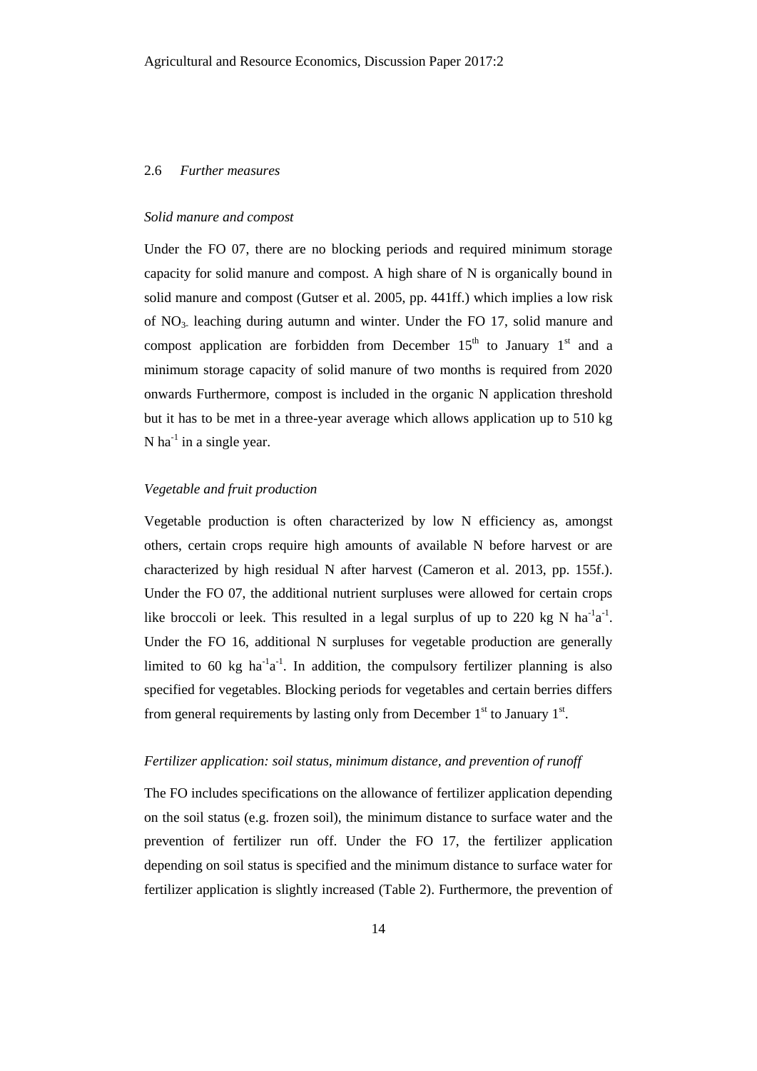## 2.6 *Further measures*

### *Solid manure and compost*

Under the FO 07, there are no blocking periods and required minimum storage capacity for solid manure and compost. A high share of N is organically bound in solid manure and compost (Gutser et al. 2005, pp. 441ff.) which implies a low risk of $NO_{3^-}$ leaching during autumn and winter. Under the FO 17, solid manure and compost application are forbidden from December 15th to January 1st and a minimum storage capacity of solid manure of two months is required from 2020 onwards Furthermore, compost is included in the organic N application threshold but it has to be met in a three-year average which allows application up to 510 kg N $ha^{-1}$ in a single year.

### *Vegetable and fruit production*

Vegetable production is often characterized by low N efficiency as, amongst others, certain crops require high amounts of available N before harvest or are characterized by high residual N after harvest (Cameron et al. 2013, pp. 155f.). Under the FO 07, the additional nutrient surpluses were allowed for certain crops like broccoli or leek. This resulted in a legal surplus of up to 220 kg N $ha^{-1}a^{-1}$. Under the FO 16, additional N surpluses for vegetable production are generally limited to 60 kg $ha^{-1}a^{-1}$. In addition, the compulsory fertilizer planning is also specified for vegetables. Blocking periods for vegetables and certain berries differs from general requirements by lasting only from December 1st to January 1st.

### *Fertilizer application: soil status, minimum distance, and prevention of runoff*

The FO includes specifications on the allowance of fertilizer application depending on the soil status (e.g. frozen soil), the minimum distance to surface water and the prevention of fertilizer run off. Under the FO 17, the fertilizer application depending on soil status is specified and the minimum distance to surface water for fertilizer application is slightly increased (Table 2). Furthermore, the prevention of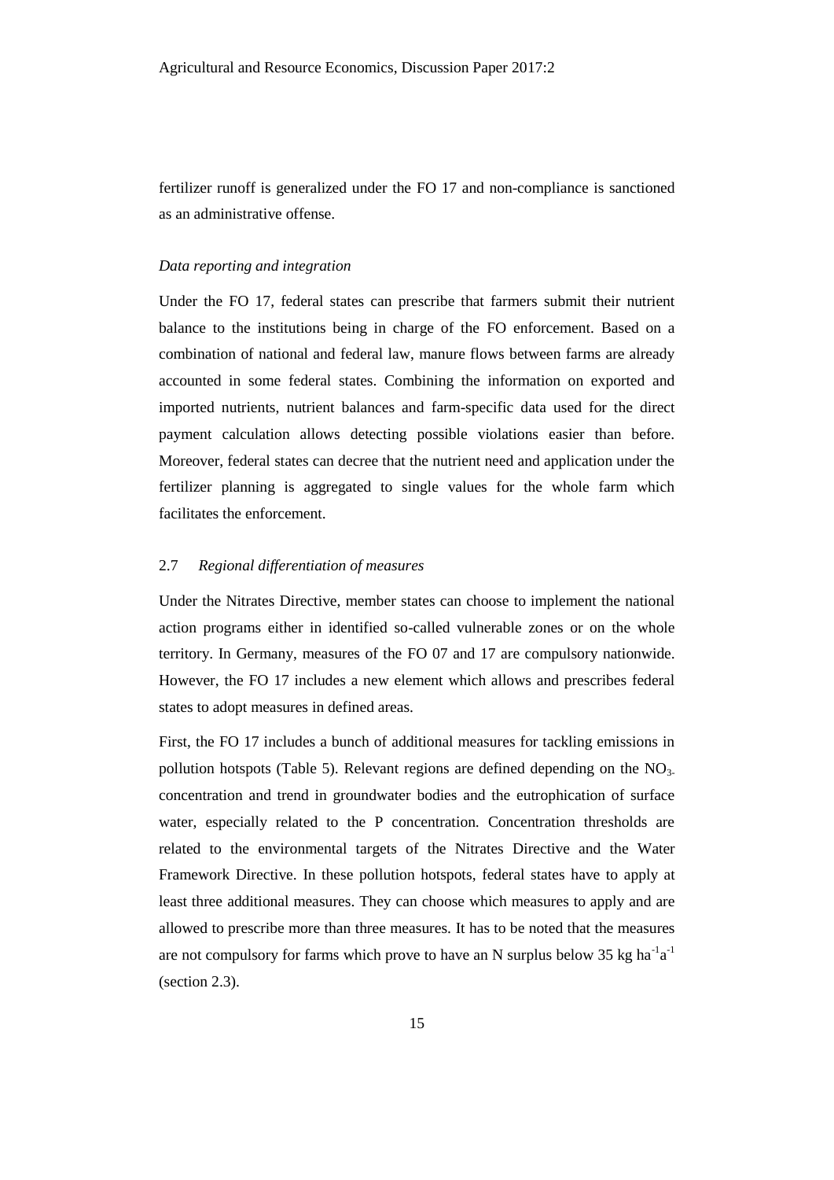fertilizer runoff is generalized under the FO 17 and non-compliance is sanctioned as an administrative offense.

*Data reporting and integration*

Under the FO 17, federal states can prescribe that farmers submit their nutrient balance to the institutions being in charge of the FO enforcement. Based on a combination of national and federal law, manure flows between farms are already accounted in some federal states. Combining the information on exported and imported nutrients, nutrient balances and farm-specific data used for the direct payment calculation allows detecting possible violations easier than before. Moreover, federal states can decree that the nutrient need and application under the fertilizer planning is aggregated to single values for the whole farm which facilitates the enforcement.

## 2.7 *Regional differentiation of measures*

Under the Nitrates Directive, member states can choose to implement the national action programs either in identified so-called vulnerable zones or on the whole territory. In Germany, measures of the FO 07 and 17 are compulsory nationwide. However, the FO 17 includes a new element which allows and prescribes federal states to adopt measures in defined areas.

First, the FO 17 includes a bunch of additional measures for tackling emissions in pollution hotspots (Table 5). Relevant regions are defined depending on the $NO_{3-}$ concentration and trend in groundwater bodies and the eutrophication of surface water, especially related to the P concentration. Concentration thresholds are related to the environmental targets of the Nitrates Directive and the Water Framework Directive. In these pollution hotspots, federal states have to apply at least three additional measures. They can choose which measures to apply and are allowed to prescribe more than three measures. It has to be noted that the measures are not compulsory for farms which prove to have an N surplus below 35 kg $ha^{-1}a^{-1}$ (section 2.3).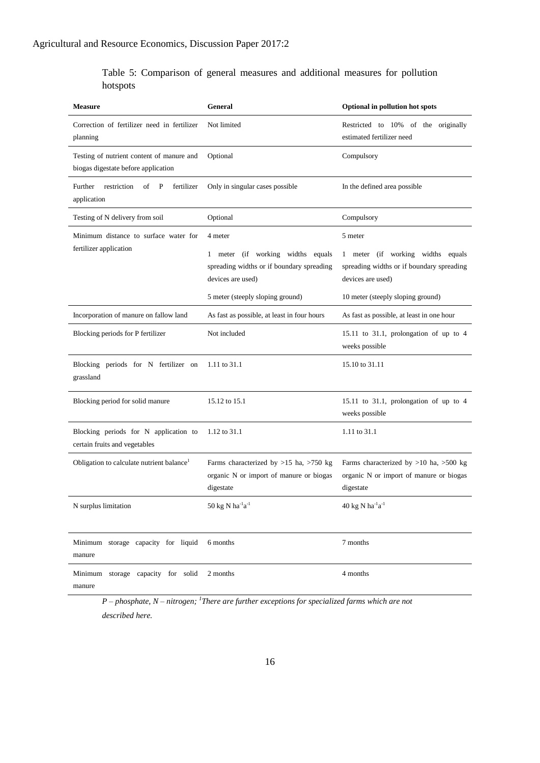Table 5: Comparison of general measures and additional measures for pollution hotspots

| **Measure** | **General** | **Optional in pollution hot spots** |
|---|---|---|
| Correction of fertilizer need in fertilizer planning | Not limited | Restricted to 10% of the originally estimated fertilizer need |
| Testing of nutrient content of manure and biogas digestate before application | Optional | Compulsory |
| Further restriction of P fertilizer application | Only in singular cases possible | In the defined area possible |
| Testing of N delivery from soil | Optional | Compulsory |
| Minimum distance to surface water for fertilizer application | 4 meter<br>1 meter (if working widths equals spreading widths or if boundary spreading devices are used)<br>5 meter (steeply sloping ground) | 5 meter<br>1 meter (if working widths equals spreading widths or if boundary spreading devices are used)<br>10 meter (steeply sloping ground) |
| Incorporation of manure on fallow land | As fast as possible, at least in four hours | As fast as possible, at least in one hour |
| Blocking periods for P fertilizer | Not included | 15.11 to 31.1, prolongation of up to 4 weeks possible |
| Blocking periods for N fertilizer on grassland | 1.11 to 31.1 | 15.10 to 31.11 |
| Blocking period for solid manure | 15.12 to 15.1 | 15.11 to 31.1, prolongation of up to 4 weeks possible |
| Blocking periods for N application to certain fruits and vegetables | 1.12 to 31.1 | 1.11 to 31.1 |
| Obligation to calculate nutrient balance[1] | Farms characterized by >15 ha, >750 kg organic N or import of manure or biogas digestate | Farms characterized by >10 ha, >500 kg organic N or import of manure or biogas digestate |
| N surplus limitation | 50 kg N $ha^{-1}a^{-1}$ | 40 kg N $ha^{-1}a^{-1}$ |
| Minimum storage capacity for liquid manure | 6 months | 7 months |
| Minimum storage capacity for solid manure | 2 months | 4 months |

*P – phosphate, N – nitrogen; [1]There are further exceptions for specialized farms which are not described here.*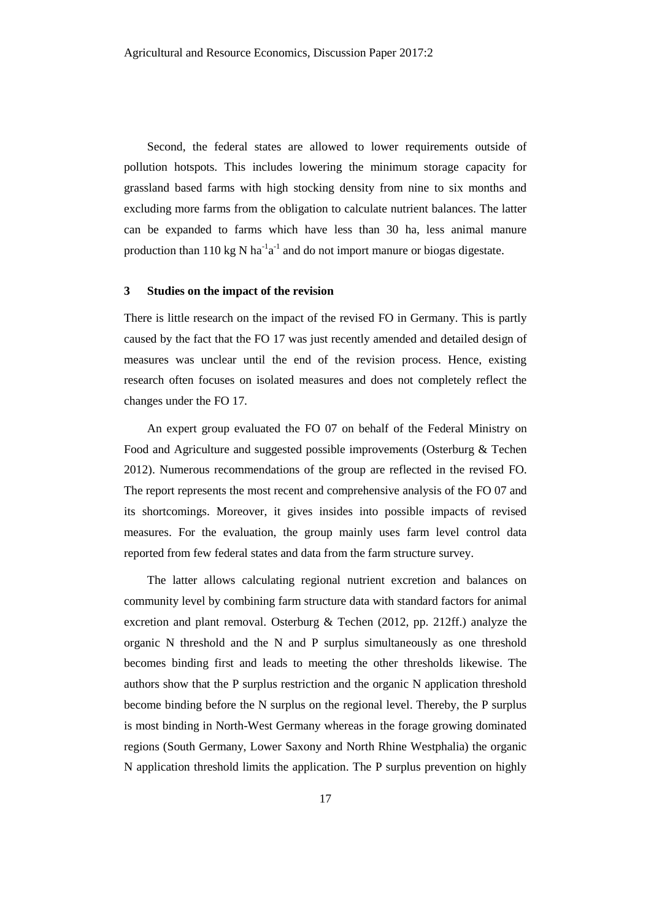Second, the federal states are allowed to lower requirements outside of pollution hotspots. This includes lowering the minimum storage capacity for grassland based farms with high stocking density from nine to six months and excluding more farms from the obligation to calculate nutrient balances. The latter can be expanded to farms which have less than 30 ha, less animal manure production than 110 kg N $ha^{-1}a^{-1}$ and do not import manure or biogas digestate.

## 3 Studies on the impact of the revision

There is little research on the impact of the revised FO in Germany. This is partly caused by the fact that the FO 17 was just recently amended and detailed design of measures was unclear until the end of the revision process. Hence, existing research often focuses on isolated measures and does not completely reflect the changes under the FO 17.

An expert group evaluated the FO 07 on behalf of the Federal Ministry on Food and Agriculture and suggested possible improvements (Osterburg & Techen 2012). Numerous recommendations of the group are reflected in the revised FO. The report represents the most recent and comprehensive analysis of the FO 07 and its shortcomings. Moreover, it gives insides into possible impacts of revised measures. For the evaluation, the group mainly uses farm level control data reported from few federal states and data from the farm structure survey.

The latter allows calculating regional nutrient excretion and balances on community level by combining farm structure data with standard factors for animal excretion and plant removal. Osterburg & Techen (2012, pp. 212ff.) analyze the organic N threshold and the N and P surplus simultaneously as one threshold becomes binding first and leads to meeting the other thresholds likewise. The authors show that the P surplus restriction and the organic N application threshold become binding before the N surplus on the regional level. Thereby, the P surplus is most binding in North-West Germany whereas in the forage growing dominated regions (South Germany, Lower Saxony and North Rhine Westphalia) the organic N application threshold limits the application. The P surplus prevention on highly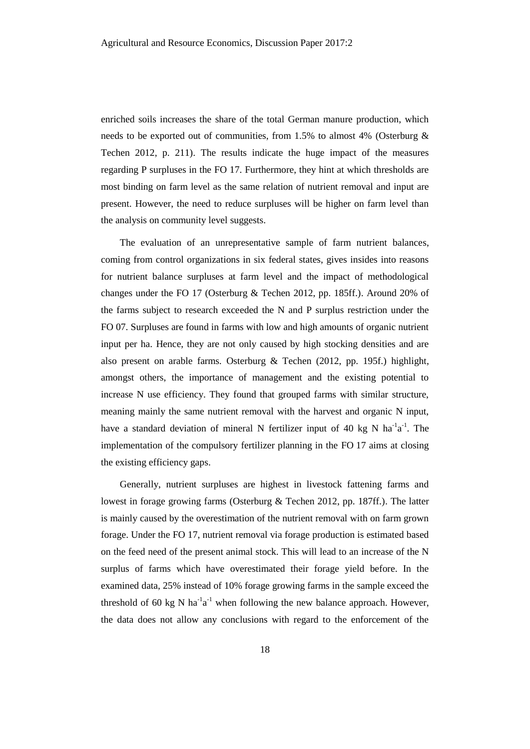enriched soils increases the share of the total German manure production, which needs to be exported out of communities, from 1.5% to almost 4% (Osterburg & Techen 2012, p. 211). The results indicate the huge impact of the measures regarding P surpluses in the FO 17. Furthermore, they hint at which thresholds are most binding on farm level as the same relation of nutrient removal and input are present. However, the need to reduce surpluses will be higher on farm level than the analysis on community level suggests.

The evaluation of an unrepresentative sample of farm nutrient balances, coming from control organizations in six federal states, gives insides into reasons for nutrient balance surpluses at farm level and the impact of methodological changes under the FO 17 (Osterburg & Techen 2012, pp. 185ff.). Around 20% of the farms subject to research exceeded the N and P surplus restriction under the FO 07. Surpluses are found in farms with low and high amounts of organic nutrient input per ha. Hence, they are not only caused by high stocking densities and are also present on arable farms. Osterburg & Techen (2012, pp. 195f.) highlight, amongst others, the importance of management and the existing potential to increase N use efficiency. They found that grouped farms with similar structure, meaning mainly the same nutrient removal with the harvest and organic N input, have a standard deviation of mineral N fertilizer input of 40 kg N $ha^{-1}a^{-1}$. The implementation of the compulsory fertilizer planning in the FO 17 aims at closing the existing efficiency gaps.

Generally, nutrient surpluses are highest in livestock fattening farms and lowest in forage growing farms (Osterburg & Techen 2012, pp. 187ff.). The latter is mainly caused by the overestimation of the nutrient removal with on farm grown forage. Under the FO 17, nutrient removal via forage production is estimated based on the feed need of the present animal stock. This will lead to an increase of the N surplus of farms which have overestimated their forage yield before. In the examined data, 25% instead of 10% forage growing farms in the sample exceed the threshold of 60 kg N $ha^{-1}a^{-1}$ when following the new balance approach. However, the data does not allow any conclusions with regard to the enforcement of the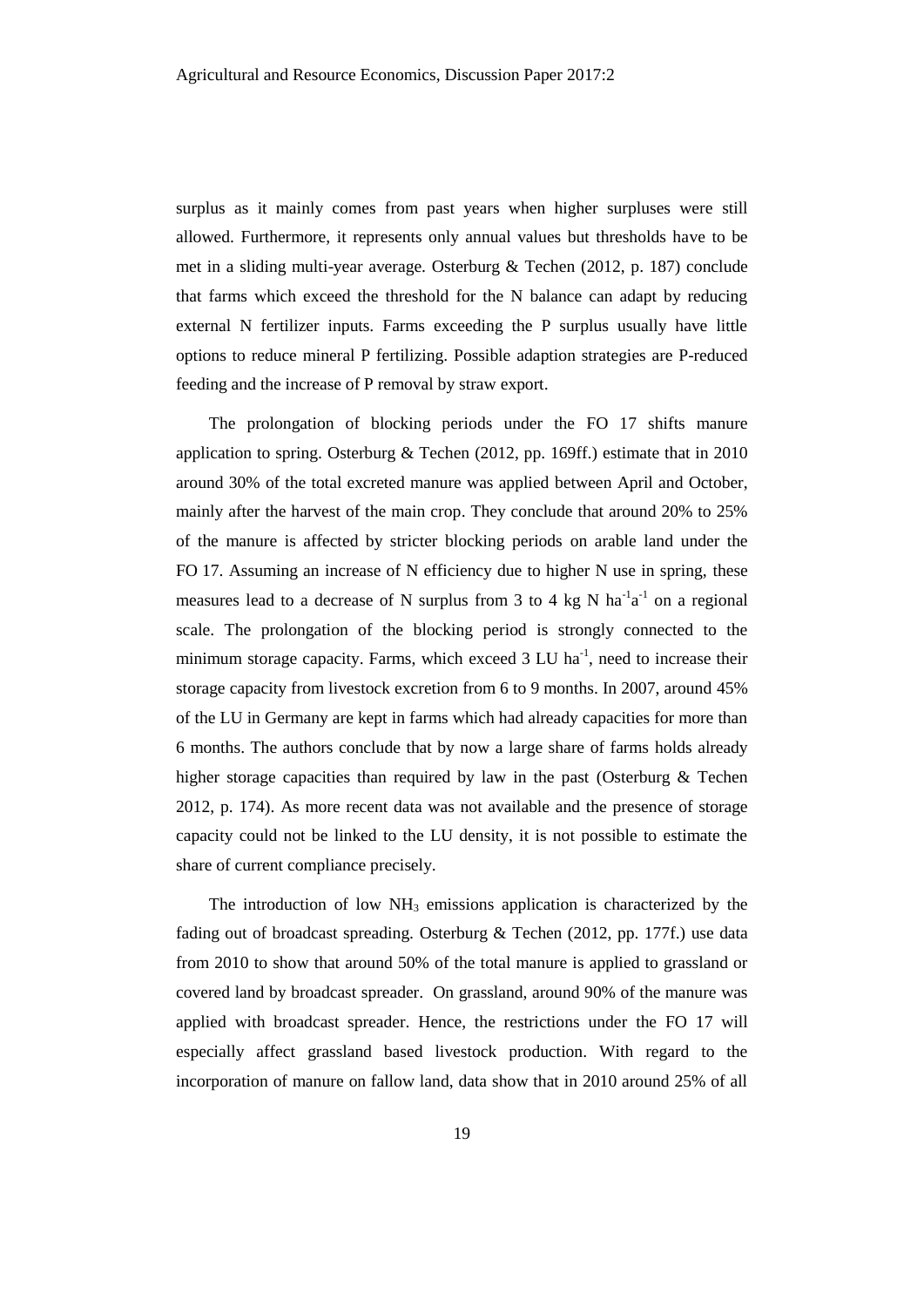surplus as it mainly comes from past years when higher surpluses were still allowed. Furthermore, it represents only annual values but thresholds have to be met in a sliding multi-year average. Osterburg & Techen (2012, p. 187) conclude that farms which exceed the threshold for the N balance can adapt by reducing external N fertilizer inputs. Farms exceeding the P surplus usually have little options to reduce mineral P fertilizing. Possible adaption strategies are P-reduced feeding and the increase of P removal by straw export.

The prolongation of blocking periods under the FO 17 shifts manure application to spring. Osterburg & Techen (2012, pp. 169ff.) estimate that in 2010 around 30% of the total excreted manure was applied between April and October, mainly after the harvest of the main crop. They conclude that around 20% to 25% of the manure is affected by stricter blocking periods on arable land under the FO 17. Assuming an increase of N efficiency due to higher N use in spring, these measures lead to a decrease of N surplus from 3 to 4 kg N $ha^{-1}a^{-1}$ on a regional scale. The prolongation of the blocking period is strongly connected to the minimum storage capacity. Farms, which exceed 3 LU $ha^{-1}$, need to increase their storage capacity from livestock excretion from 6 to 9 months. In 2007, around 45% of the LU in Germany are kept in farms which had already capacities for more than 6 months. The authors conclude that by now a large share of farms holds already higher storage capacities than required by law in the past (Osterburg & Techen 2012, p. 174). As more recent data was not available and the presence of storage capacity could not be linked to the LU density, it is not possible to estimate the share of current compliance precisely.

The introduction of low $NH_3$ emissions application is characterized by the fading out of broadcast spreading. Osterburg & Techen (2012, pp. 177f.) use data from 2010 to show that around 50% of the total manure is applied to grassland or covered land by broadcast spreader. On grassland, around 90% of the manure was applied with broadcast spreader. Hence, the restrictions under the FO 17 will especially affect grassland based livestock production. With regard to the incorporation of manure on fallow land, data show that in 2010 around 25% of all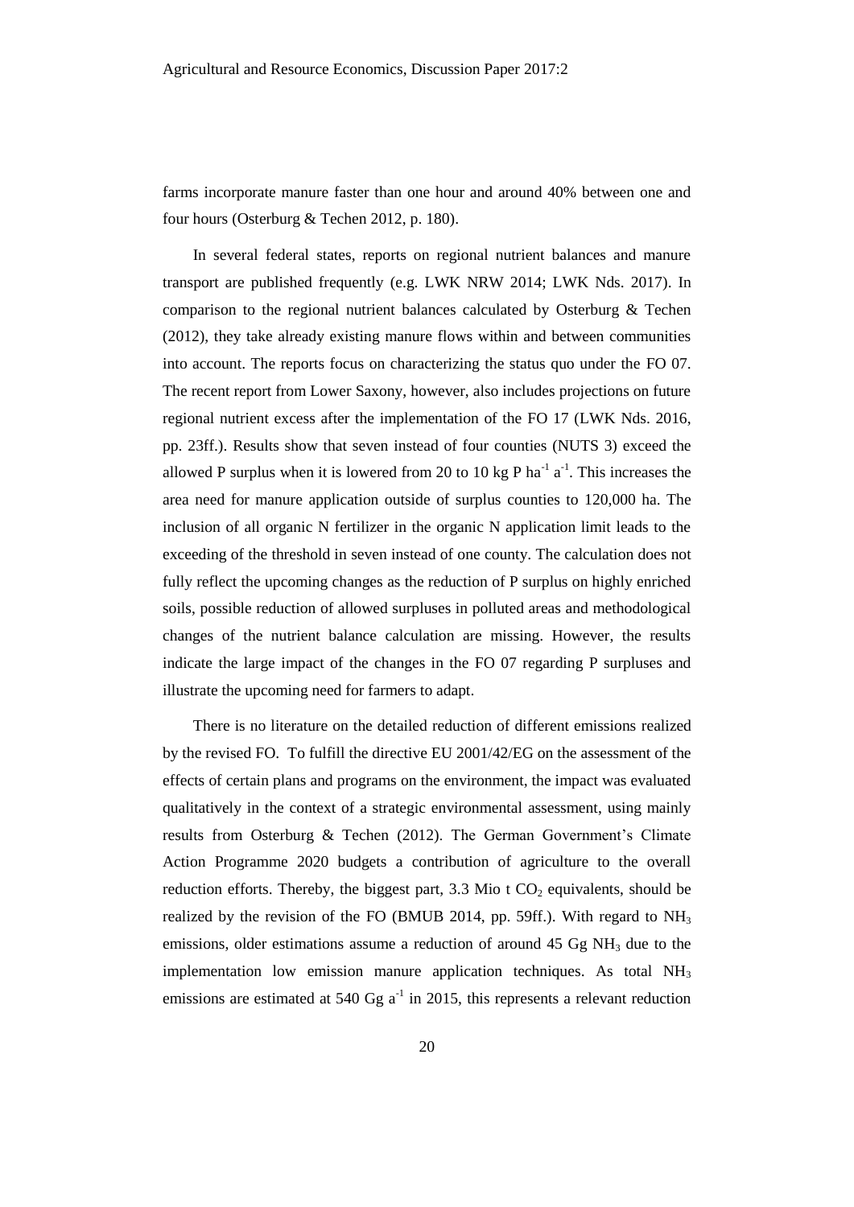farms incorporate manure faster than one hour and around 40% between one and four hours (Osterburg & Techen 2012, p. 180).

In several federal states, reports on regional nutrient balances and manure transport are published frequently (e.g. LWK NRW 2014; LWK Nds. 2017). In comparison to the regional nutrient balances calculated by Osterburg & Techen (2012), they take already existing manure flows within and between communities into account. The reports focus on characterizing the status quo under the FO 07. The recent report from Lower Saxony, however, also includes projections on future regional nutrient excess after the implementation of the FO 17 (LWK Nds. 2016, pp. 23ff.). Results show that seven instead of four counties (NUTS 3) exceed the allowed P surplus when it is lowered from 20 to 10 kg P $ha^{-1}$ $a^{-1}$. This increases the area need for manure application outside of surplus counties to 120,000 ha. The inclusion of all organic N fertilizer in the organic N application limit leads to the exceeding of the threshold in seven instead of one county. The calculation does not fully reflect the upcoming changes as the reduction of P surplus on highly enriched soils, possible reduction of allowed surpluses in polluted areas and methodological changes of the nutrient balance calculation are missing. However, the results indicate the large impact of the changes in the FO 07 regarding P surpluses and illustrate the upcoming need for farmers to adapt.

There is no literature on the detailed reduction of different emissions realized by the revised FO. To fulfill the directive EU 2001/42/EG on the assessment of the effects of certain plans and programs on the environment, the impact was evaluated qualitatively in the context of a strategic environmental assessment, using mainly results from Osterburg & Techen (2012). The German Government's Climate Action Programme 2020 budgets a contribution of agriculture to the overall reduction efforts. Thereby, the biggest part, 3.3 Mio t $CO_2$ equivalents, should be realized by the revision of the FO (BMUB 2014, pp. 59ff.). With regard to $NH_3$ emissions, older estimations assume a reduction of around 45 Gg $NH_3$ due to the implementation low emission manure application techniques. As total $NH_3$ emissions are estimated at 540 Gg $a^{-1}$ in 2015, this represents a relevant reduction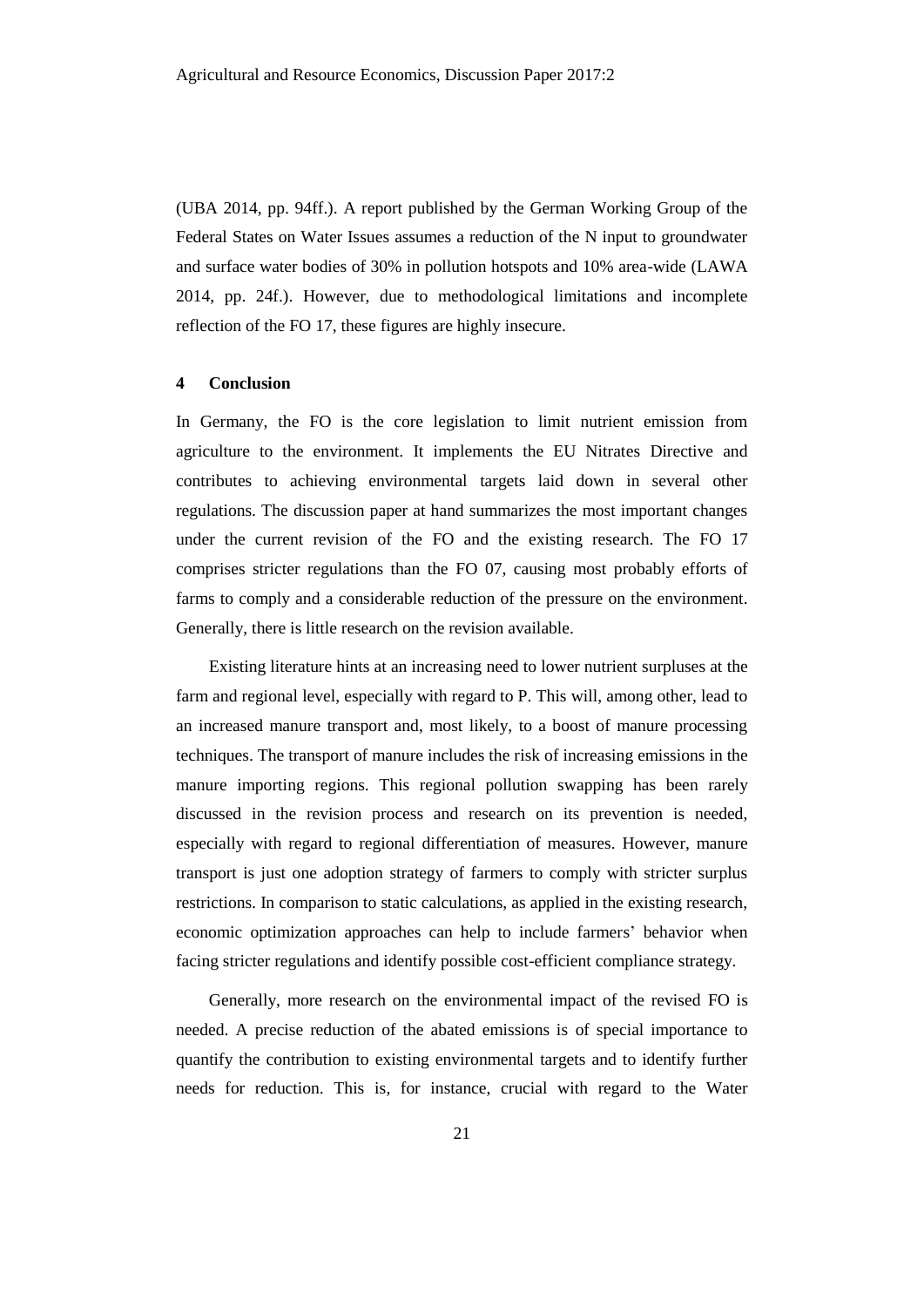(UBA 2014, pp. 94ff.). A report published by the German Working Group of the Federal States on Water Issues assumes a reduction of the N input to groundwater and surface water bodies of 30% in pollution hotspots and 10% area-wide (LAWA 2014, pp. 24f.). However, due to methodological limitations and incomplete reflection of the FO 17, these figures are highly insecure.

## 4 Conclusion

In Germany, the FO is the core legislation to limit nutrient emission from agriculture to the environment. It implements the EU Nitrates Directive and contributes to achieving environmental targets laid down in several other regulations. The discussion paper at hand summarizes the most important changes under the current revision of the FO and the existing research. The FO 17 comprises stricter regulations than the FO 07, causing most probably efforts of farms to comply and a considerable reduction of the pressure on the environment. Generally, there is little research on the revision available.

Existing literature hints at an increasing need to lower nutrient surpluses at the farm and regional level, especially with regard to P. This will, among other, lead to an increased manure transport and, most likely, to a boost of manure processing techniques. The transport of manure includes the risk of increasing emissions in the manure importing regions. This regional pollution swapping has been rarely discussed in the revision process and research on its prevention is needed, especially with regard to regional differentiation of measures. However, manure transport is just one adoption strategy of farmers to comply with stricter surplus restrictions. In comparison to static calculations, as applied in the existing research, economic optimization approaches can help to include farmers' behavior when facing stricter regulations and identify possible cost-efficient compliance strategy.

Generally, more research on the environmental impact of the revised FO is needed. A precise reduction of the abated emissions is of special importance to quantify the contribution to existing environmental targets and to identify further needs for reduction. This is, for instance, crucial with regard to the Water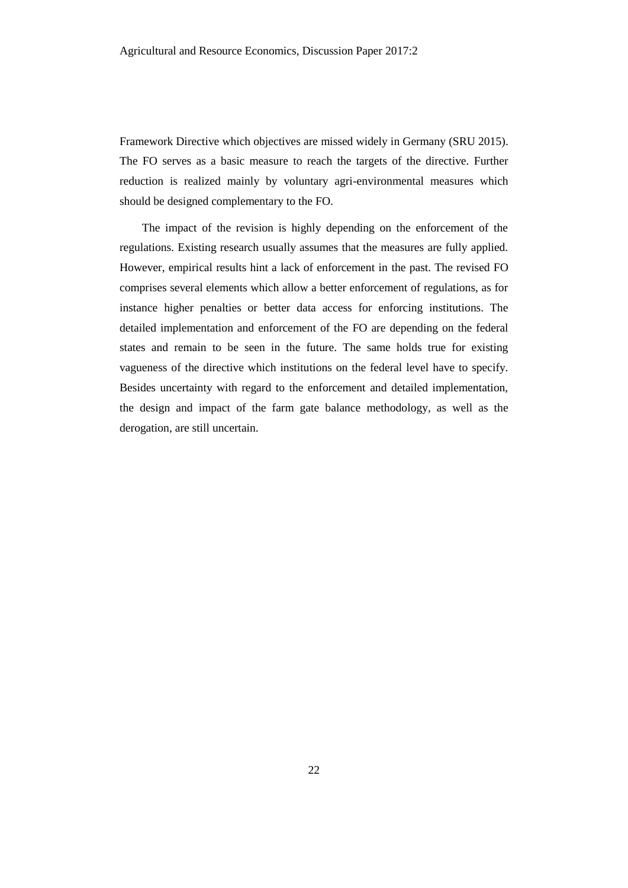Framework Directive which objectives are missed widely in Germany (SRU 2015). The FO serves as a basic measure to reach the targets of the directive. Further reduction is realized mainly by voluntary agri-environmental measures which should be designed complementary to the FO.

The impact of the revision is highly depending on the enforcement of the regulations. Existing research usually assumes that the measures are fully applied. However, empirical results hint a lack of enforcement in the past. The revised FO comprises several elements which allow a better enforcement of regulations, as for instance higher penalties or better data access for enforcing institutions. The detailed implementation and enforcement of the FO are depending on the federal states and remain to be seen in the future. The same holds true for existing vagueness of the directive which institutions on the federal level have to specify. Besides uncertainty with regard to the enforcement and detailed implementation, the design and impact of the farm gate balance methodology, as well as the derogation, are still uncertain.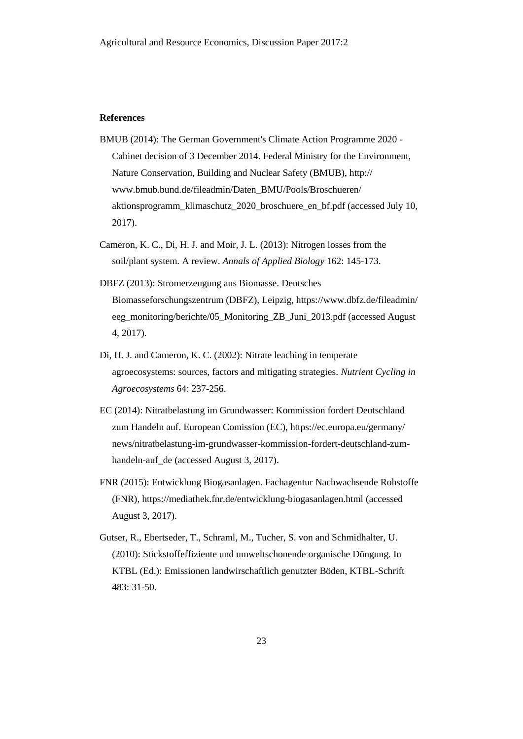**References**

BMUB (2014): The German Government's Climate Action Programme 2020 - Cabinet decision of 3 December 2014. Federal Ministry for the Environment, Nature Conservation, Building and Nuclear Safety (BMUB), http://www.bmub.bund.de/fileadmin/Daten_BMU/Pools/Broschueren/aktionsprogramm_klimaschutz_2020_broschuere_en_bf.pdf (accessed July 10, 2017).

Cameron, K. C., Di, H. J. and Moir, J. L. (2013): Nitrogen losses from the soil/plant system. A review. *Annals of Applied Biology* 162: 145-173.

DBFZ (2013): Stromerzeugung aus Biomasse. Deutsches Biomasseforschungszentrum (DBFZ), Leipzig, https://www.dbfz.de/fileadmin/eeg_monitoring/berichte/05_Monitoring_ZB_Juni_2013.pdf (accessed August 4, 2017).

Di, H. J. and Cameron, K. C. (2002): Nitrate leaching in temperate agroecosystems: sources, factors and mitigating strategies. *Nutrient Cycling in Agroecosystems* 64: 237-256.

EC (2014): Nitratbelastung im Grundwasser: Kommission fordert Deutschland zum Handeln auf. European Comission (EC), https://ec.europa.eu/germany/news/nitratbelastung-im-grundwasser-kommission-fordert-deutschland-zum-handeln-auf_de (accessed August 3, 2017).

FNR (2015): Entwicklung Biogasanlagen. Fachagentur Nachwachsende Rohstoffe (FNR), https://mediathek.fnr.de/entwicklung-biogasanlagen.html (accessed August 3, 2017).

Gutser, R., Ebertseder, T., Schraml, M., Tucher, S. von and Schmidhalter, U. (2010): Stickstoffeffiziente und umweltschonende organische Düngung. In KTBL (Ed.): Emissionen landwirschaftlich genutzter Böden, KTBL-Schrift 483: 31-50.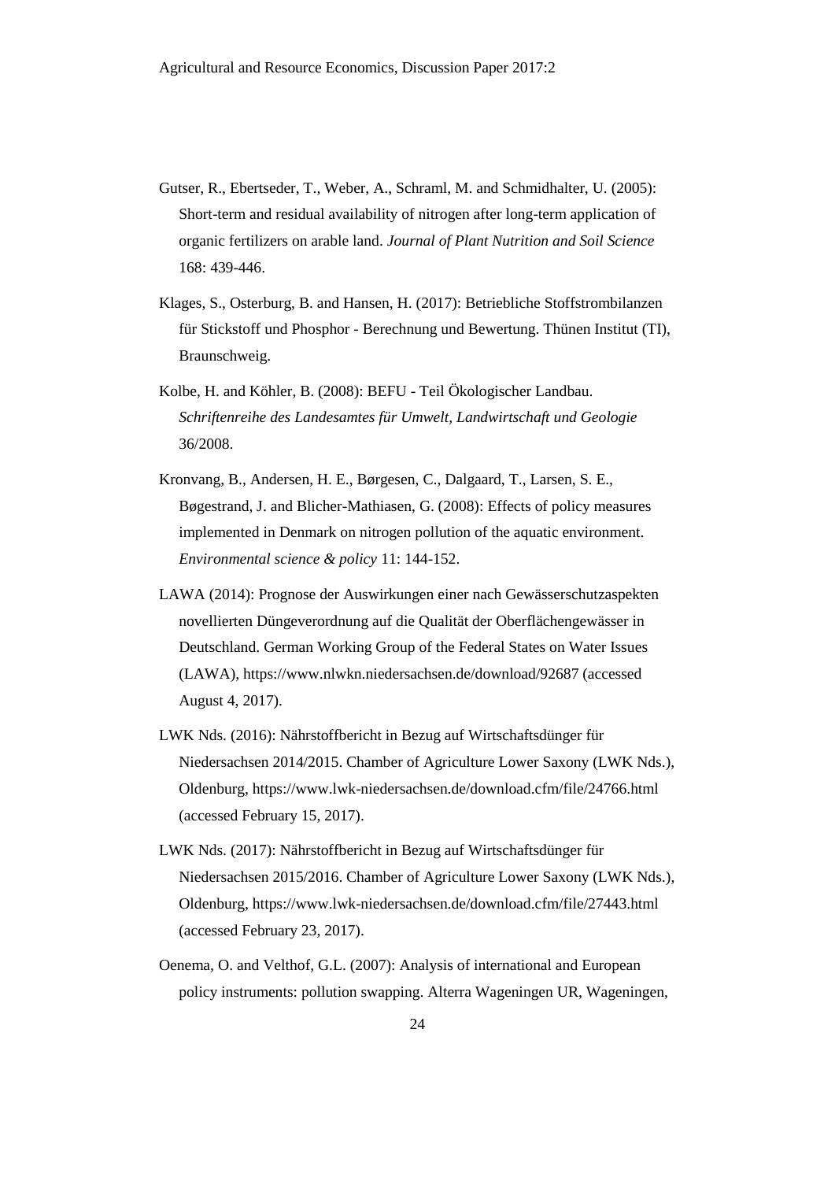Gutser, R., Ebertseder, T., Weber, A., Schraml, M. and Schmidhalter, U. (2005): Short-term and residual availability of nitrogen after long-term application of organic fertilizers on arable land. *Journal of Plant Nutrition and Soil Science* 168: 439-446.

Klages, S., Osterburg, B. and Hansen, H. (2017): Betriebliche Stoffstrombilanzen für Stickstoff und Phosphor - Berechnung und Bewertung. Thünen Institut (TI), Braunschweig.

Kolbe, H. and Köhler, B. (2008): BEFU - Teil Ökologischer Landbau. *Schriftenreihe des Landesamtes für Umwelt, Landwirtschaft und Geologie* 36/2008.

Kronvang, B., Andersen, H. E., Børgesen, C., Dalgaard, T., Larsen, S. E., Bøgestrand, J. and Blicher-Mathiasen, G. (2008): Effects of policy measures implemented in Denmark on nitrogen pollution of the aquatic environment. *Environmental science & policy* 11: 144-152.

LAWA (2014): Prognose der Auswirkungen einer nach Gewässerschutzaspekten novellierten Düngeverordnung auf die Qualität der Oberflächengewässer in Deutschland. German Working Group of the Federal States on Water Issues (LAWA), https://www.nlwkn.niedersachsen.de/download/92687 (accessed August 4, 2017).

LWK Nds. (2016): Nährstoffbericht in Bezug auf Wirtschaftsdünger für Niedersachsen 2014/2015. Chamber of Agriculture Lower Saxony (LWK Nds.), Oldenburg, https://www.lwk-niedersachsen.de/download.cfm/file/24766.html (accessed February 15, 2017).

LWK Nds. (2017): Nährstoffbericht in Bezug auf Wirtschaftsdünger für Niedersachsen 2015/2016. Chamber of Agriculture Lower Saxony (LWK Nds.), Oldenburg, https://www.lwk-niedersachsen.de/download.cfm/file/27443.html (accessed February 23, 2017).

Oenema, O. and Velthof, G.L. (2007): Analysis of international and European policy instruments: pollution swapping. Alterra Wageningen UR, Wageningen,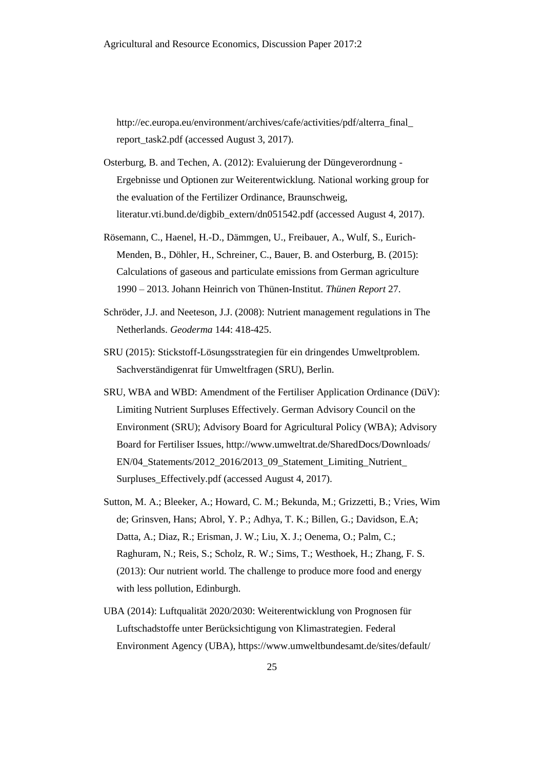http://ec.europa.eu/environment/archives/cafe/activities/pdf/alterra_final_report_task2.pdf (accessed August 3, 2017).

Osterburg, B. and Techen, A. (2012): Evaluierung der Düngeverordnung - Ergebnisse und Optionen zur Weiterentwicklung. National working group for the evaluation of the Fertilizer Ordinance, Braunschweig, literatur.vti.bund.de/digbib_extern/dn051542.pdf (accessed August 4, 2017).

Rösemann, C., Haenel, H.-D., Dämmgen, U., Freibauer, A., Wulf, S., Eurich-Menden, B., Döhler, H., Schreiner, C., Bauer, B. and Osterburg, B. (2015): Calculations of gaseous and particulate emissions from German agriculture 1990 – 2013. Johann Heinrich von Thünen-Institut. *Thünen Report* 27.

Schröder, J.J. and Neeteson, J.J. (2008): Nutrient management regulations in The Netherlands. *Geoderma* 144: 418-425.

SRU (2015): Stickstoff-Lösungsstrategien für ein dringendes Umweltproblem. Sachverständigenrat für Umweltfragen (SRU), Berlin.

SRU, WBA and WBD: Amendment of the Fertiliser Application Ordinance (DüV): Limiting Nutrient Surpluses Effectively. German Advisory Council on the Environment (SRU); Advisory Board for Agricultural Policy (WBA); Advisory Board for Fertiliser Issues, http://www.umweltrat.de/SharedDocs/Downloads/EN/04_Statements/2012_2016/2013_09_Statement_Limiting_Nutrient_Surpluses_Effectively.pdf (accessed August 4, 2017).

Sutton, M. A.; Bleeker, A.; Howard, C. M.; Bekunda, M.; Grizzetti, B.; Vries, Wim de; Grinsven, Hans; Abrol, Y. P.; Adhya, T. K.; Billen, G.; Davidson, E.A; Datta, A.; Diaz, R.; Erisman, J. W.; Liu, X. J.; Oenema, O.; Palm, C.; Raghuram, N.; Reis, S.; Scholz, R. W.; Sims, T.; Westhoek, H.; Zhang, F. S. (2013): Our nutrient world. The challenge to produce more food and energy with less pollution, Edinburgh.

UBA (2014): Luftqualität 2020/2030: Weiterentwicklung von Prognosen für Luftschadstoffe unter Berücksichtigung von Klimastrategien. Federal Environment Agency (UBA), https://www.umweltbundesamt.de/sites/default/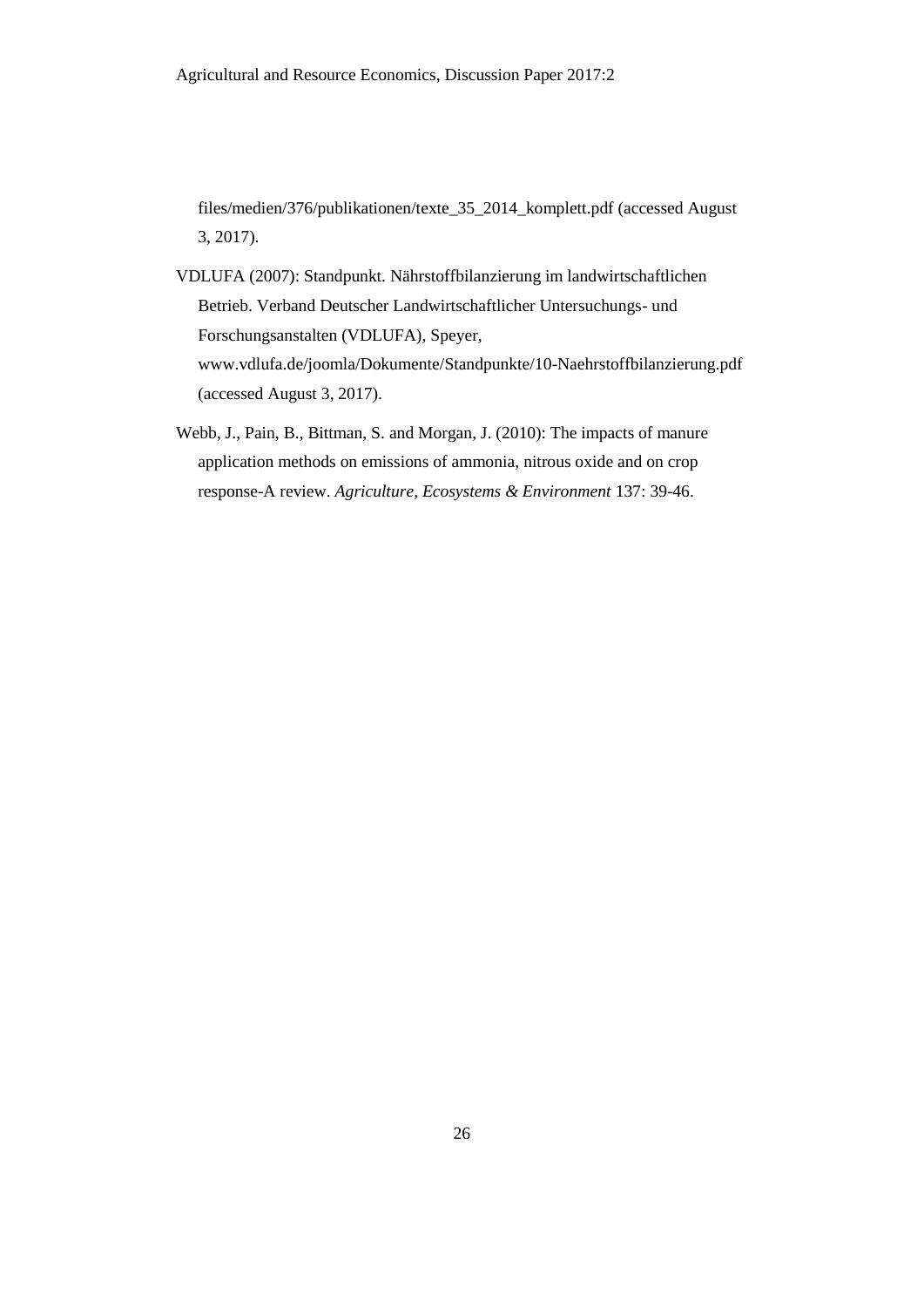files/medien/376/publikationen/texte_35_2014_komplett.pdf (accessed August 3, 2017).

VDLUFA (2007): Standpunkt. Nährstoffbilanzierung im landwirtschaftlichen Betrieb. Verband Deutscher Landwirtschaftlicher Untersuchungs- und Forschungsanstalten (VDLUFA), Speyer, www.vdlufa.de/joomla/Dokumente/Standpunkte/10-Naehrstoffbilanzierung.pdf (accessed August 3, 2017).

Webb, J., Pain, B., Bittman, S. and Morgan, J. (2010): The impacts of manure application methods on emissions of ammonia, nitrous oxide and on crop response-A review. *Agriculture, Ecosystems & Environment* 137: 39-46.